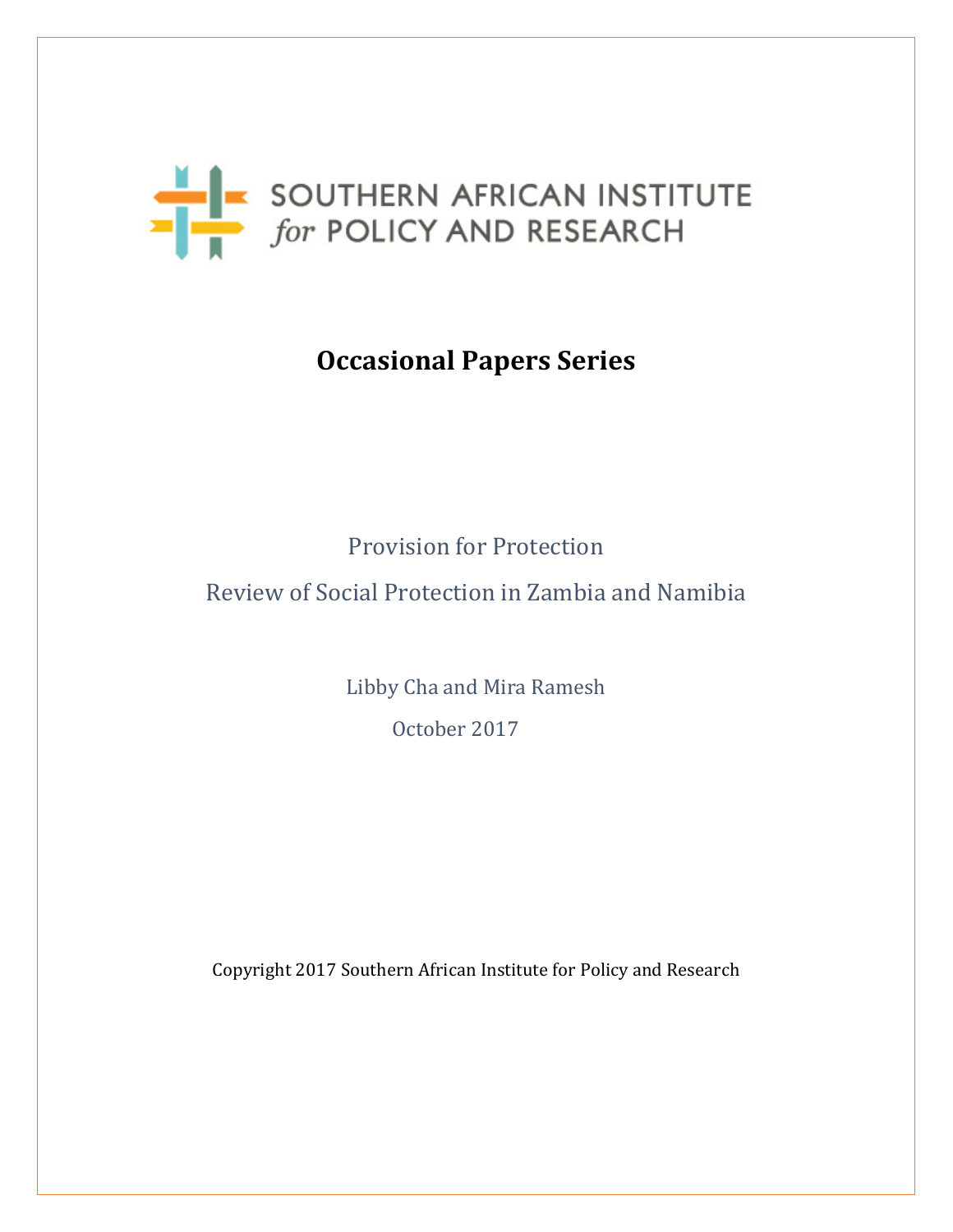SOUTHERN AFRICAN INSTITUTE
*for* POLICY AND RESEARCH

# Occasional Papers Series

## Provision for Protection

## Review of Social Protection in Zambia and Namibia

Libby Cha and Mira Ramesh

October 2017

Copyright 2017 Southern African Institute for Policy and Research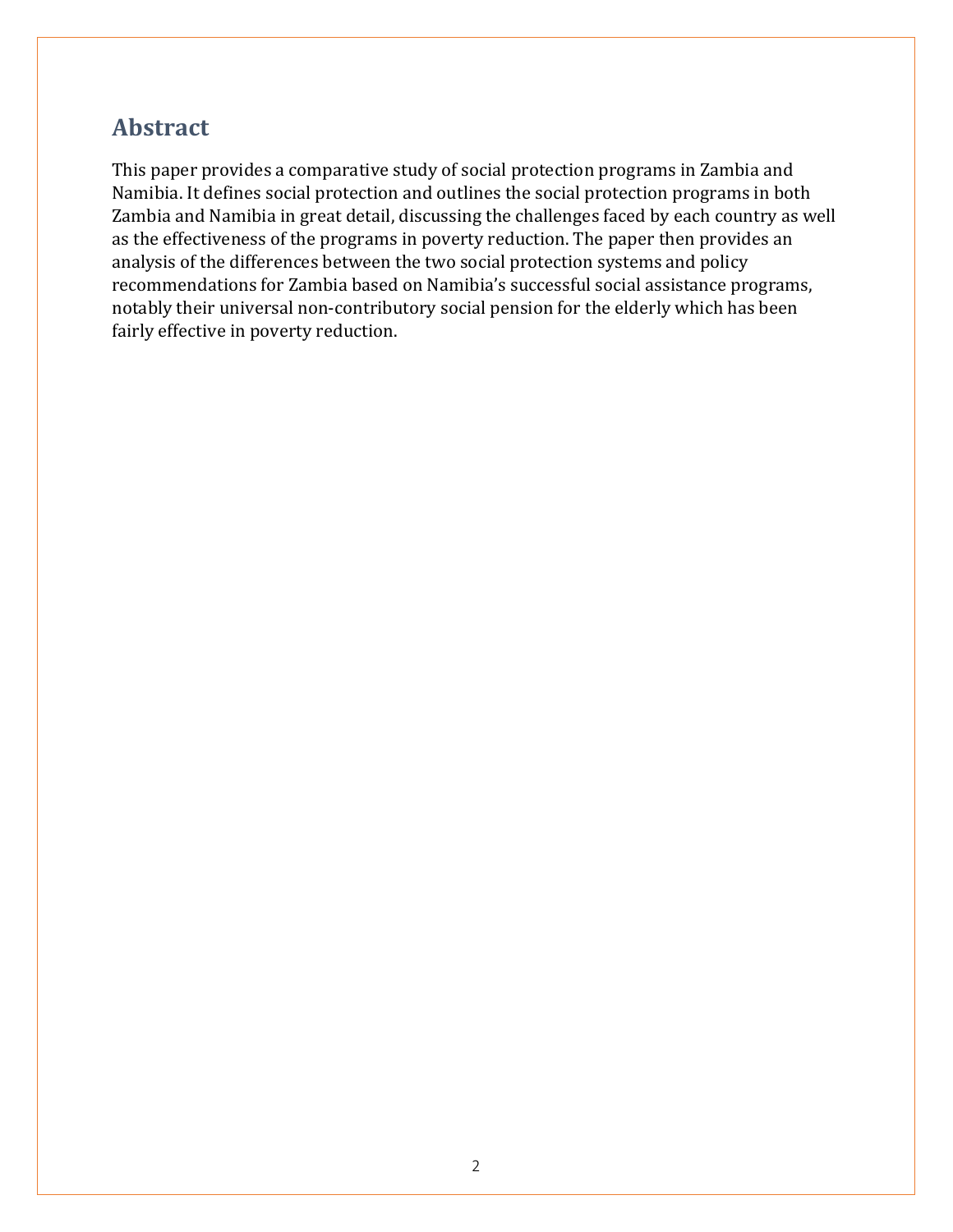## Abstract

This paper provides a comparative study of social protection programs in Zambia and Namibia. It defines social protection and outlines the social protection programs in both Zambia and Namibia in great detail, discussing the challenges faced by each country as well as the effectiveness of the programs in poverty reduction. The paper then provides an analysis of the differences between the two social protection systems and policy recommendations for Zambia based on Namibia's successful social assistance programs, notably their universal non-contributory social pension for the elderly which has been fairly effective in poverty reduction.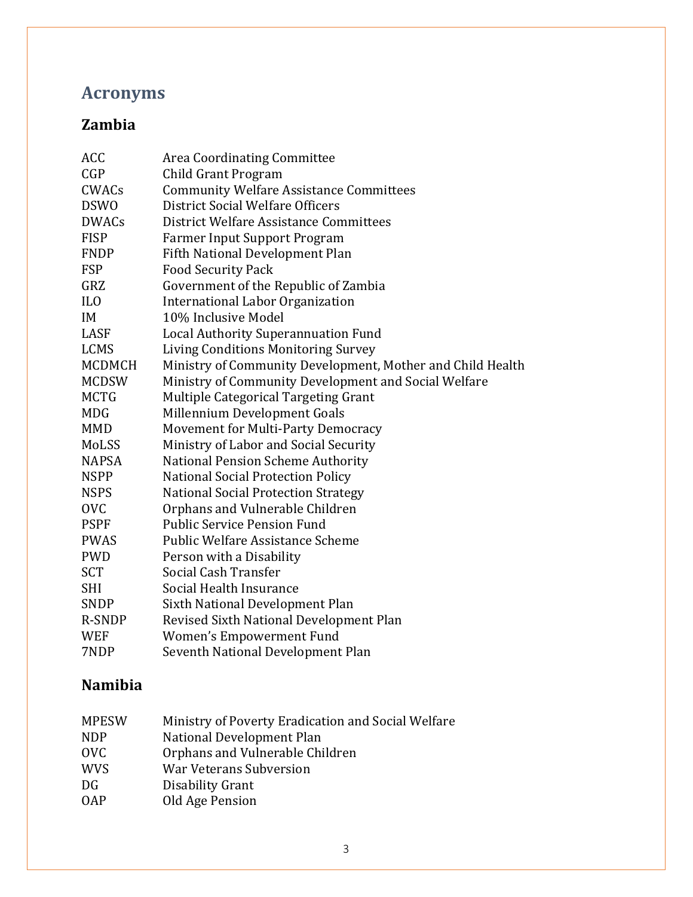# Acronyms

## Zambia

| | |
|---|---|
| ACC | Area Coordinating Committee |
| CGP | Child Grant Program |
| CWACs | Community Welfare Assistance Committees |
| DSWO | District Social Welfare Officers |
| DWACs | District Welfare Assistance Committees |
| FISP | Farmer Input Support Program |
| FNDP | Fifth National Development Plan |
| FSP | Food Security Pack |
| GRZ | Government of the Republic of Zambia |
| ILO | International Labor Organization |
| IM | 10% Inclusive Model |
| LASF | Local Authority Superannuation Fund |
| LCMS | Living Conditions Monitoring Survey |
| MCDMCH | Ministry of Community Development, Mother and Child Health |
| MCDSW | Ministry of Community Development and Social Welfare |
| MCTG | Multiple Categorical Targeting Grant |
| MDG | Millennium Development Goals |
| MMD | Movement for Multi-Party Democracy |
| MoLSS | Ministry of Labor and Social Security |
| NAPSA | National Pension Scheme Authority |
| NSPP | National Social Protection Policy |
| NSPS | National Social Protection Strategy |
| OVC | Orphans and Vulnerable Children |
| PSPF | Public Service Pension Fund |
| PWAS | Public Welfare Assistance Scheme |
| PWD | Person with a Disability |
| SCT | Social Cash Transfer |
| SHI | Social Health Insurance |
| SNDP | Sixth National Development Plan |
| R-SNDP | Revised Sixth National Development Plan |
| WEF | Women's Empowerment Fund |
| 7NDP | Seventh National Development Plan |

## Namibia

| | |
|---|---|
| MPESW | Ministry of Poverty Eradication and Social Welfare |
| NDP | National Development Plan |
| OVC | Orphans and Vulnerable Children |
| WVS | War Veterans Subversion |
| DG | Disability Grant |
| OAP | Old Age Pension |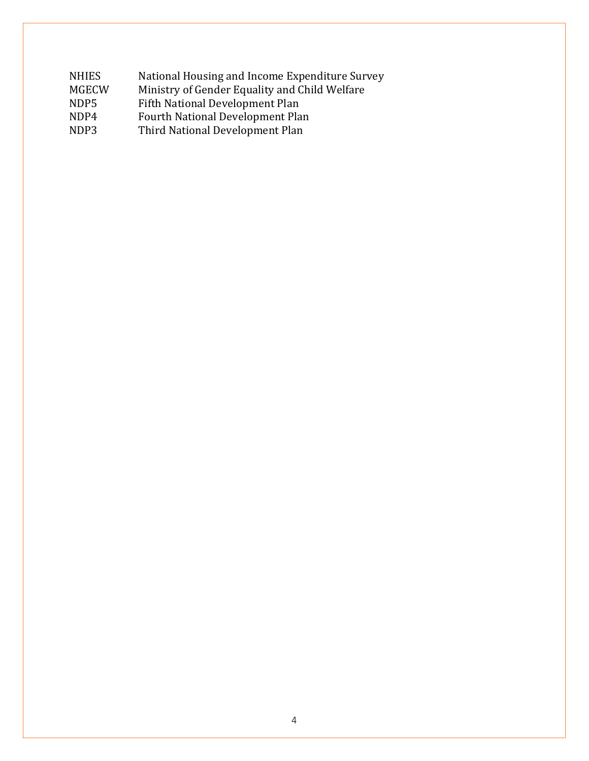| | |
|---|---|
| NHIES | National Housing and Income Expenditure Survey |
| MGECW | Ministry of Gender Equality and Child Welfare |
| NDP5 | Fifth National Development Plan |
| NDP4 | Fourth National Development Plan |
| NDP3 | Third National Development Plan |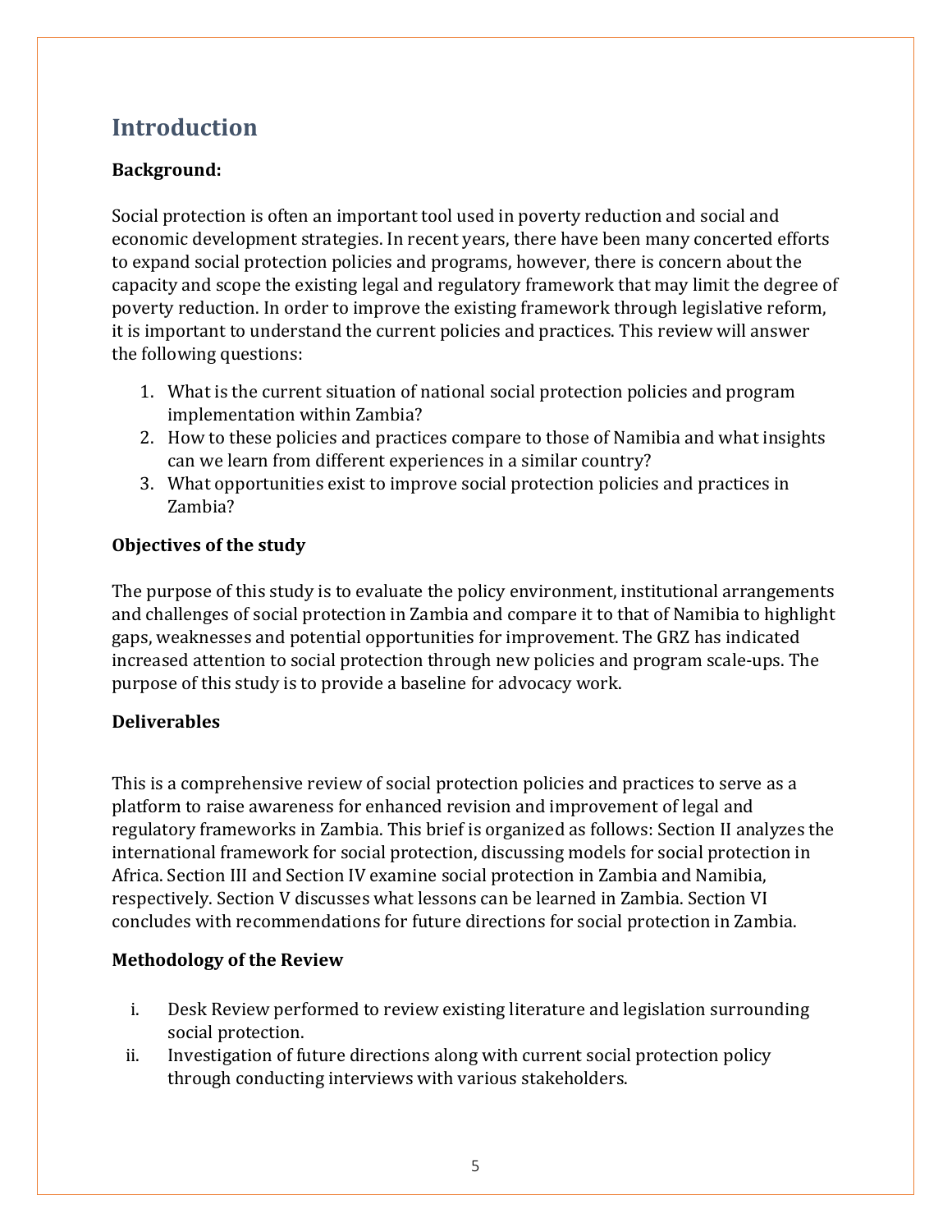# Introduction

**Background:**

Social protection is often an important tool used in poverty reduction and social and economic development strategies. In recent years, there have been many concerted efforts to expand social protection policies and programs, however, there is concern about the capacity and scope the existing legal and regulatory framework that may limit the degree of poverty reduction. In order to improve the existing framework through legislative reform, it is important to understand the current policies and practices. This review will answer the following questions:

1. What is the current situation of national social protection policies and program implementation within Zambia?
2. How to these policies and practices compare to those of Namibia and what insights can we learn from different experiences in a similar country?
3. What opportunities exist to improve social protection policies and practices in Zambia?

**Objectives of the study**

The purpose of this study is to evaluate the policy environment, institutional arrangements and challenges of social protection in Zambia and compare it to that of Namibia to highlight gaps, weaknesses and potential opportunities for improvement. The GRZ has indicated increased attention to social protection through new policies and program scale-ups. The purpose of this study is to provide a baseline for advocacy work.

**Deliverables**

This is a comprehensive review of social protection policies and practices to serve as a platform to raise awareness for enhanced revision and improvement of legal and regulatory frameworks in Zambia. This brief is organized as follows: Section II analyzes the international framework for social protection, discussing models for social protection in Africa. Section III and Section IV examine social protection in Zambia and Namibia, respectively. Section V discusses what lessons can be learned in Zambia. Section VI concludes with recommendations for future directions for social protection in Zambia.

**Methodology of the Review**

i. Desk Review performed to review existing literature and legislation surrounding social protection.
ii. Investigation of future directions along with current social protection policy through conducting interviews with various stakeholders.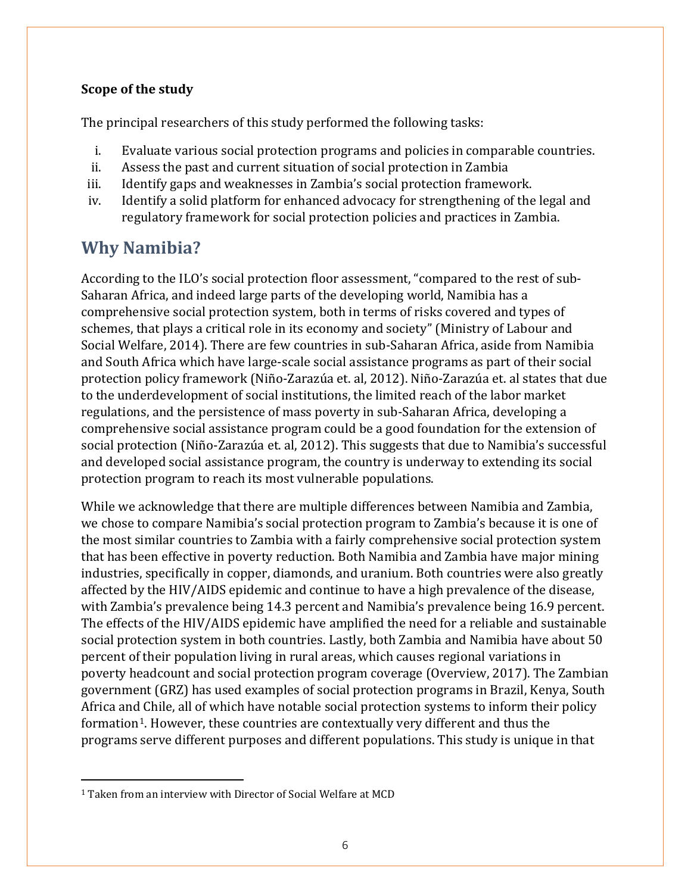**Scope of the study**

The principal researchers of this study performed the following tasks:

i. Evaluate various social protection programs and policies in comparable countries.
ii. Assess the past and current situation of social protection in Zambia
iii. Identify gaps and weaknesses in Zambia's social protection framework.
iv. Identify a solid platform for enhanced advocacy for strengthening of the legal and regulatory framework for social protection policies and practices in Zambia.

## Why Namibia?

According to the ILO's social protection floor assessment, "compared to the rest of sub-Saharan Africa, and indeed large parts of the developing world, Namibia has a comprehensive social protection system, both in terms of risks covered and types of schemes, that plays a critical role in its economy and society" (Ministry of Labour and Social Welfare, 2014). There are few countries in sub-Saharan Africa, aside from Namibia and South Africa which have large-scale social assistance programs as part of their social protection policy framework (Niño-Zarazúa et. al, 2012). Niño-Zarazúa et. al states that due to the underdevelopment of social institutions, the limited reach of the labor market regulations, and the persistence of mass poverty in sub-Saharan Africa, developing a comprehensive social assistance program could be a good foundation for the extension of social protection (Niño-Zarazúa et. al, 2012). This suggests that due to Namibia's successful and developed social assistance program, the country is underway to extending its social protection program to reach its most vulnerable populations.

While we acknowledge that there are multiple differences between Namibia and Zambia, we chose to compare Namibia's social protection program to Zambia's because it is one of the most similar countries to Zambia with a fairly comprehensive social protection system that has been effective in poverty reduction. Both Namibia and Zambia have major mining industries, specifically in copper, diamonds, and uranium. Both countries were also greatly affected by the HIV/AIDS epidemic and continue to have a high prevalence of the disease, with Zambia's prevalence being 14.3 percent and Namibia's prevalence being 16.9 percent. The effects of the HIV/AIDS epidemic have amplified the need for a reliable and sustainable social protection system in both countries. Lastly, both Zambia and Namibia have about 50 percent of their population living in rural areas, which causes regional variations in poverty headcount and social protection program coverage (Overview, 2017). The Zambian government (GRZ) has used examples of social protection programs in Brazil, Kenya, South Africa and Chile, all of which have notable social protection systems to inform their policy formation[1]. However, these countries are contextually very different and thus the programs serve different purposes and different populations. This study is unique in that

[1] Taken from an interview with Director of Social Welfare at MCD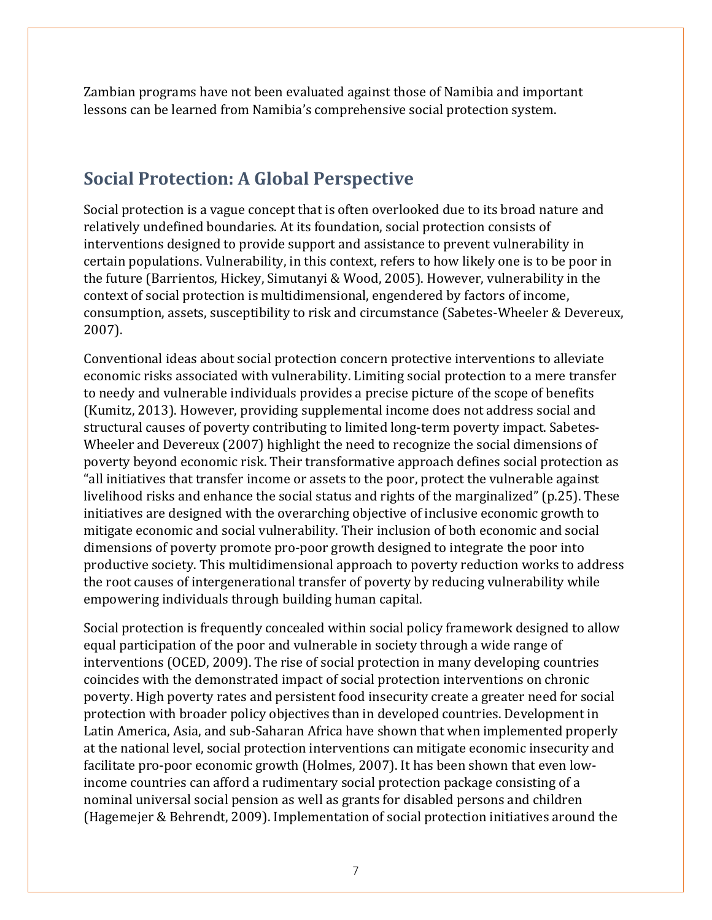Zambian programs have not been evaluated against those of Namibia and important lessons can be learned from Namibia's comprehensive social protection system.

## Social Protection: A Global Perspective

Social protection is a vague concept that is often overlooked due to its broad nature and relatively undefined boundaries. At its foundation, social protection consists of interventions designed to provide support and assistance to prevent vulnerability in certain populations. Vulnerability, in this context, refers to how likely one is to be poor in the future (Barrientos, Hickey, Simutanyi & Wood, 2005). However, vulnerability in the context of social protection is multidimensional, engendered by factors of income, consumption, assets, susceptibility to risk and circumstance (Sabetes-Wheeler & Devereux, 2007).

Conventional ideas about social protection concern protective interventions to alleviate economic risks associated with vulnerability. Limiting social protection to a mere transfer to needy and vulnerable individuals provides a precise picture of the scope of benefits (Kumitz, 2013). However, providing supplemental income does not address social and structural causes of poverty contributing to limited long-term poverty impact. Sabetes-Wheeler and Devereux (2007) highlight the need to recognize the social dimensions of poverty beyond economic risk. Their transformative approach defines social protection as "all initiatives that transfer income or assets to the poor, protect the vulnerable against livelihood risks and enhance the social status and rights of the marginalized" (p.25). These initiatives are designed with the overarching objective of inclusive economic growth to mitigate economic and social vulnerability. Their inclusion of both economic and social dimensions of poverty promote pro-poor growth designed to integrate the poor into productive society. This multidimensional approach to poverty reduction works to address the root causes of intergenerational transfer of poverty by reducing vulnerability while empowering individuals through building human capital.

Social protection is frequently concealed within social policy framework designed to allow equal participation of the poor and vulnerable in society through a wide range of interventions (OCED, 2009). The rise of social protection in many developing countries coincides with the demonstrated impact of social protection interventions on chronic poverty. High poverty rates and persistent food insecurity create a greater need for social protection with broader policy objectives than in developed countries. Development in Latin America, Asia, and sub-Saharan Africa have shown that when implemented properly at the national level, social protection interventions can mitigate economic insecurity and facilitate pro-poor economic growth (Holmes, 2007). It has been shown that even low-income countries can afford a rudimentary social protection package consisting of a nominal universal social pension as well as grants for disabled persons and children (Hagemejer & Behrendt, 2009). Implementation of social protection initiatives around the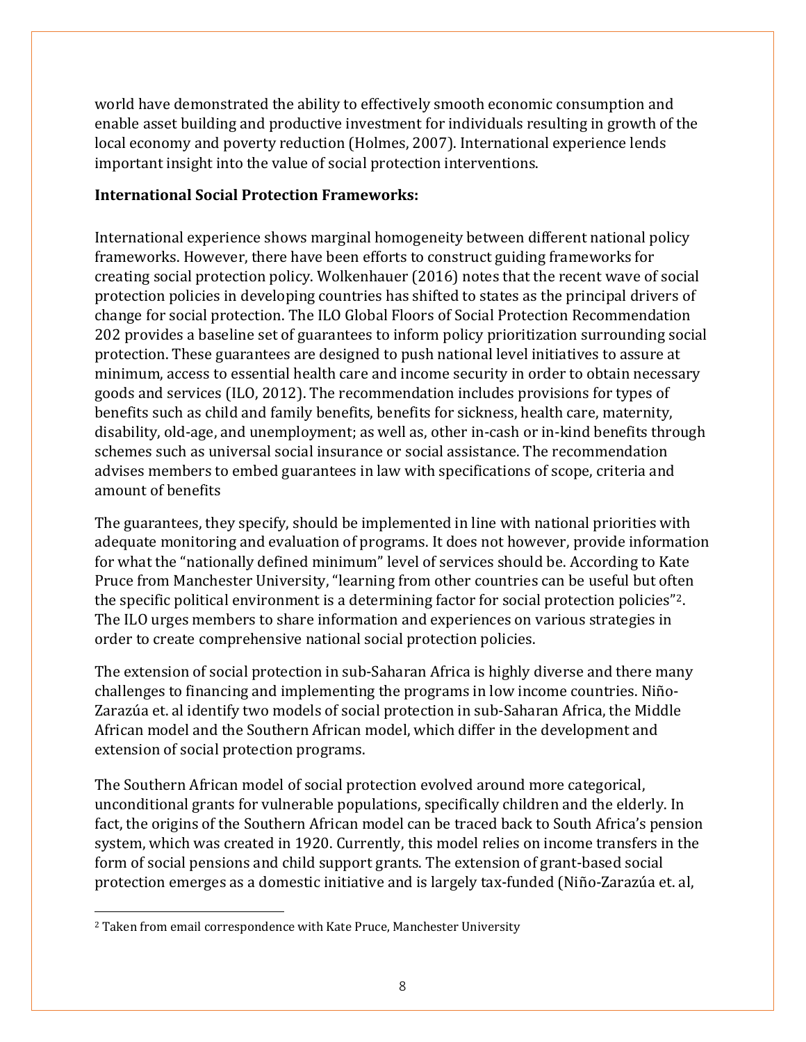world have demonstrated the ability to effectively smooth economic consumption and enable asset building and productive investment for individuals resulting in growth of the local economy and poverty reduction (Holmes, 2007). International experience lends important insight into the value of social protection interventions.

**International Social Protection Frameworks:**

International experience shows marginal homogeneity between different national policy frameworks. However, there have been efforts to construct guiding frameworks for creating social protection policy. Wolkenhauer (2016) notes that the recent wave of social protection policies in developing countries has shifted to states as the principal drivers of change for social protection. The ILO Global Floors of Social Protection Recommendation 202 provides a baseline set of guarantees to inform policy prioritization surrounding social protection. These guarantees are designed to push national level initiatives to assure at minimum, access to essential health care and income security in order to obtain necessary goods and services (ILO, 2012). The recommendation includes provisions for types of benefits such as child and family benefits, benefits for sickness, health care, maternity, disability, old-age, and unemployment; as well as, other in-cash or in-kind benefits through schemes such as universal social insurance or social assistance. The recommendation advises members to embed guarantees in law with specifications of scope, criteria and amount of benefits

The guarantees, they specify, should be implemented in line with national priorities with adequate monitoring and evaluation of programs. It does not however, provide information for what the "nationally defined minimum" level of services should be. According to Kate Pruce from Manchester University, "learning from other countries can be useful but often the specific political environment is a determining factor for social protection policies"[2]. The ILO urges members to share information and experiences on various strategies in order to create comprehensive national social protection policies.

The extension of social protection in sub-Saharan Africa is highly diverse and there many challenges to financing and implementing the programs in low income countries. Niño-Zarazúa et. al identify two models of social protection in sub-Saharan Africa, the Middle African model and the Southern African model, which differ in the development and extension of social protection programs.

The Southern African model of social protection evolved around more categorical, unconditional grants for vulnerable populations, specifically children and the elderly. In fact, the origins of the Southern African model can be traced back to South Africa's pension system, which was created in 1920. Currently, this model relies on income transfers in the form of social pensions and child support grants. The extension of grant-based social protection emerges as a domestic initiative and is largely tax-funded (Niño-Zarazúa et. al,

[2] Taken from email correspondence with Kate Pruce, Manchester University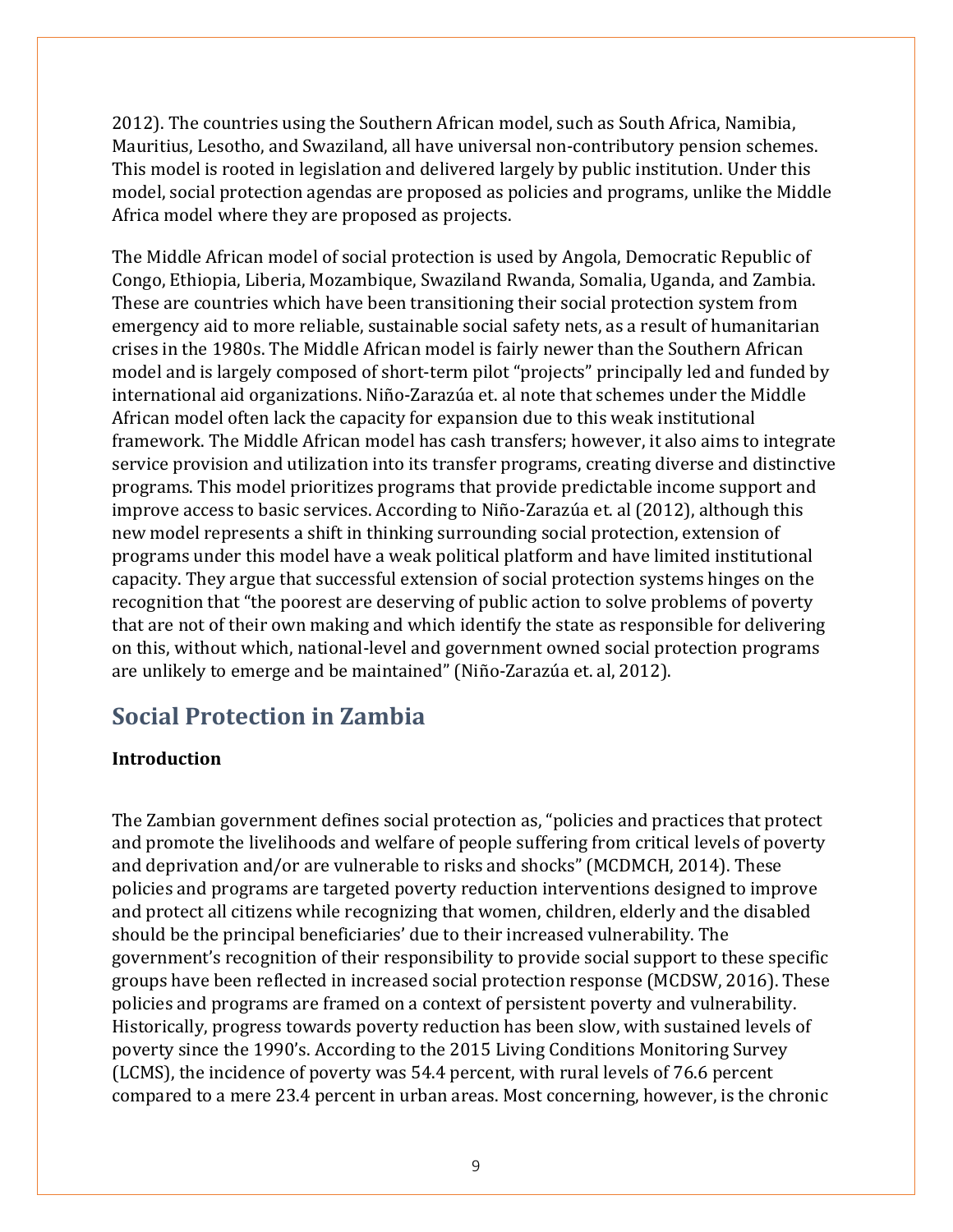2012). The countries using the Southern African model, such as South Africa, Namibia, Mauritius, Lesotho, and Swaziland, all have universal non-contributory pension schemes. This model is rooted in legislation and delivered largely by public institution. Under this model, social protection agendas are proposed as policies and programs, unlike the Middle Africa model where they are proposed as projects.

The Middle African model of social protection is used by Angola, Democratic Republic of Congo, Ethiopia, Liberia, Mozambique, Swaziland Rwanda, Somalia, Uganda, and Zambia. These are countries which have been transitioning their social protection system from emergency aid to more reliable, sustainable social safety nets, as a result of humanitarian crises in the 1980s. The Middle African model is fairly newer than the Southern African model and is largely composed of short-term pilot "projects" principally led and funded by international aid organizations. Niño-Zarazúa et. al note that schemes under the Middle African model often lack the capacity for expansion due to this weak institutional framework. The Middle African model has cash transfers; however, it also aims to integrate service provision and utilization into its transfer programs, creating diverse and distinctive programs. This model prioritizes programs that provide predictable income support and improve access to basic services. According to Niño-Zarazúa et. al (2012), although this new model represents a shift in thinking surrounding social protection, extension of programs under this model have a weak political platform and have limited institutional capacity. They argue that successful extension of social protection systems hinges on the recognition that "the poorest are deserving of public action to solve problems of poverty that are not of their own making and which identify the state as responsible for delivering on this, without which, national-level and government owned social protection programs are unlikely to emerge and be maintained" (Niño-Zarazúa et. al, 2012).

## Social Protection in Zambia

**Introduction**

The Zambian government defines social protection as, "policies and practices that protect and promote the livelihoods and welfare of people suffering from critical levels of poverty and deprivation and/or are vulnerable to risks and shocks" (MCDMCH, 2014). These policies and programs are targeted poverty reduction interventions designed to improve and protect all citizens while recognizing that women, children, elderly and the disabled should be the principal beneficiaries' due to their increased vulnerability. The government's recognition of their responsibility to provide social support to these specific groups have been reflected in increased social protection response (MCDSW, 2016). These policies and programs are framed on a context of persistent poverty and vulnerability. Historically, progress towards poverty reduction has been slow, with sustained levels of poverty since the 1990's. According to the 2015 Living Conditions Monitoring Survey (LCMS), the incidence of poverty was 54.4 percent, with rural levels of 76.6 percent compared to a mere 23.4 percent in urban areas. Most concerning, however, is the chronic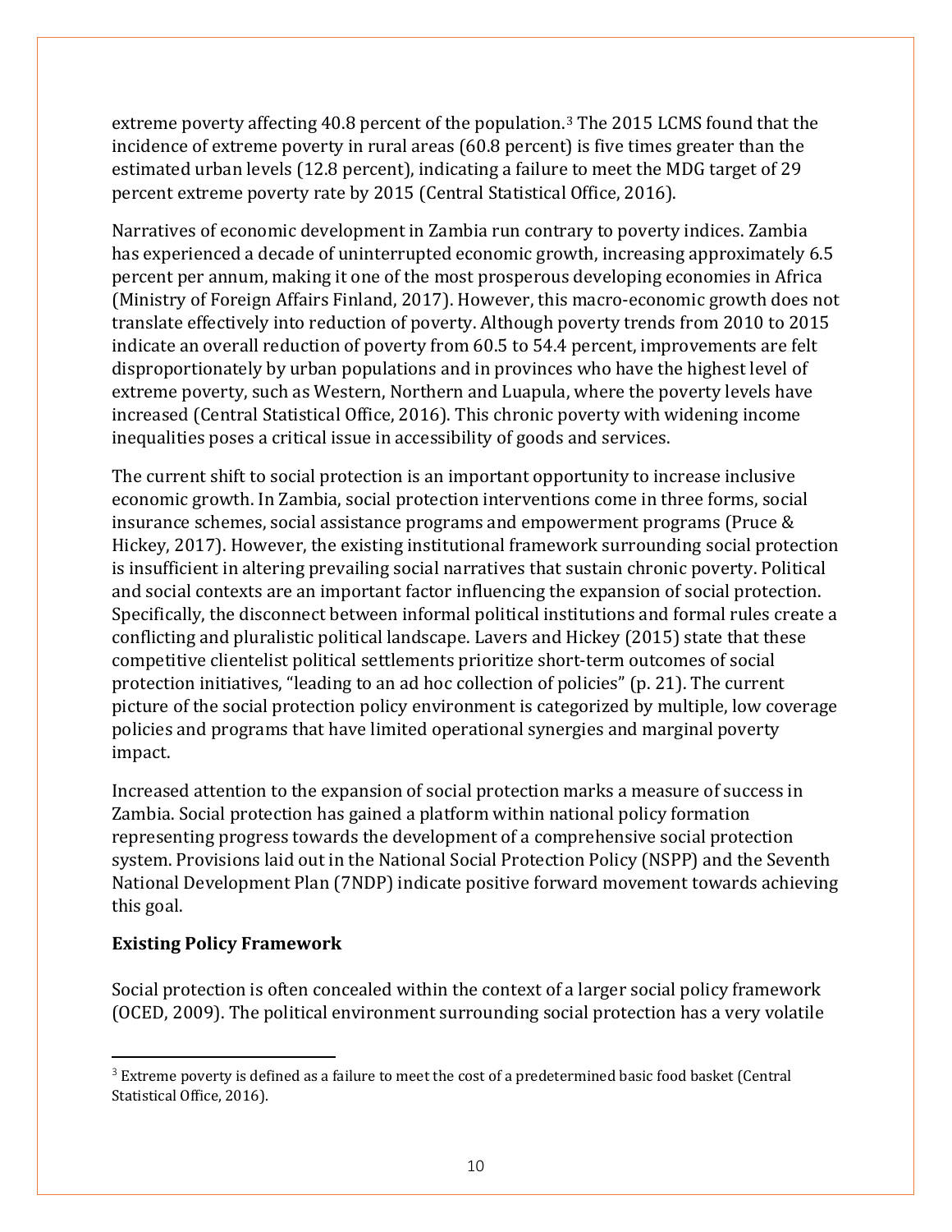extreme poverty affecting 40.8 percent of the population.[3] The 2015 LCMS found that the incidence of extreme poverty in rural areas (60.8 percent) is five times greater than the estimated urban levels (12.8 percent), indicating a failure to meet the MDG target of 29 percent extreme poverty rate by 2015 (Central Statistical Office, 2016).

Narratives of economic development in Zambia run contrary to poverty indices. Zambia has experienced a decade of uninterrupted economic growth, increasing approximately 6.5 percent per annum, making it one of the most prosperous developing economies in Africa (Ministry of Foreign Affairs Finland, 2017). However, this macro-economic growth does not translate effectively into reduction of poverty. Although poverty trends from 2010 to 2015 indicate an overall reduction of poverty from 60.5 to 54.4 percent, improvements are felt disproportionately by urban populations and in provinces who have the highest level of extreme poverty, such as Western, Northern and Luapula, where the poverty levels have increased (Central Statistical Office, 2016). This chronic poverty with widening income inequalities poses a critical issue in accessibility of goods and services.

The current shift to social protection is an important opportunity to increase inclusive economic growth. In Zambia, social protection interventions come in three forms, social insurance schemes, social assistance programs and empowerment programs (Pruce & Hickey, 2017). However, the existing institutional framework surrounding social protection is insufficient in altering prevailing social narratives that sustain chronic poverty. Political and social contexts are an important factor influencing the expansion of social protection. Specifically, the disconnect between informal political institutions and formal rules create a conflicting and pluralistic political landscape. Lavers and Hickey (2015) state that these competitive clientelist political settlements prioritize short-term outcomes of social protection initiatives, "leading to an ad hoc collection of policies" (p. 21). The current picture of the social protection policy environment is categorized by multiple, low coverage policies and programs that have limited operational synergies and marginal poverty impact.

Increased attention to the expansion of social protection marks a measure of success in Zambia. Social protection has gained a platform within national policy formation representing progress towards the development of a comprehensive social protection system. Provisions laid out in the National Social Protection Policy (NSPP) and the Seventh National Development Plan (7NDP) indicate positive forward movement towards achieving this goal.

**Existing Policy Framework**

Social protection is often concealed within the context of a larger social policy framework (OCED, 2009). The political environment surrounding social protection has a very volatile

[3] Extreme poverty is defined as a failure to meet the cost of a predetermined basic food basket (Central Statistical Office, 2016).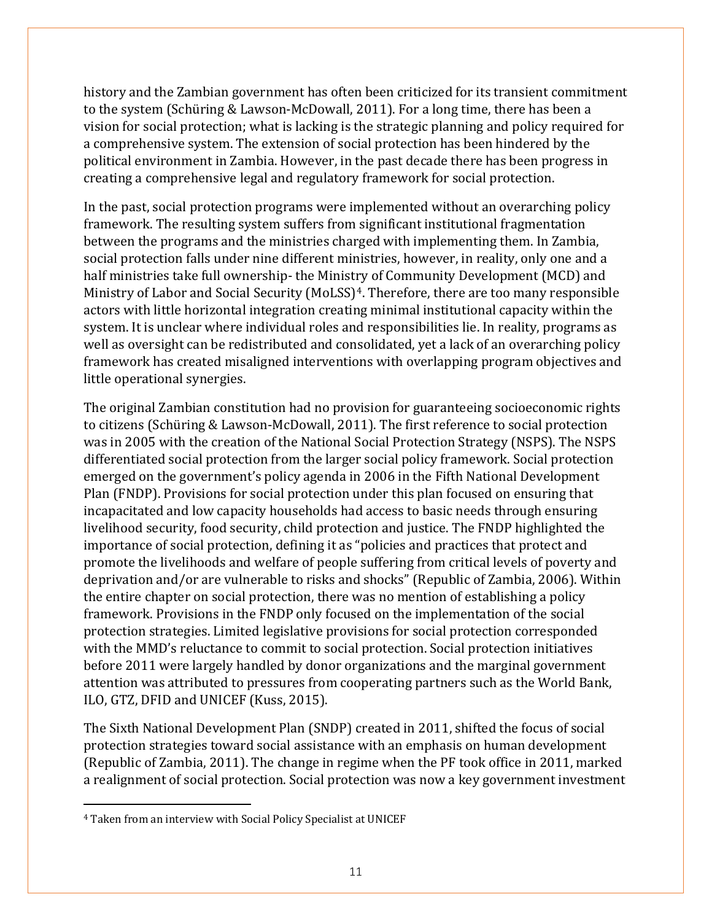history and the Zambian government has often been criticized for its transient commitment to the system (Schüring & Lawson-McDowall, 2011). For a long time, there has been a vision for social protection; what is lacking is the strategic planning and policy required for a comprehensive system. The extension of social protection has been hindered by the political environment in Zambia. However, in the past decade there has been progress in creating a comprehensive legal and regulatory framework for social protection.

In the past, social protection programs were implemented without an overarching policy framework. The resulting system suffers from significant institutional fragmentation between the programs and the ministries charged with implementing them. In Zambia, social protection falls under nine different ministries, however, in reality, only one and a half ministries take full ownership- the Ministry of Community Development (MCD) and Ministry of Labor and Social Security (MoLSS)[4]. Therefore, there are too many responsible actors with little horizontal integration creating minimal institutional capacity within the system. It is unclear where individual roles and responsibilities lie. In reality, programs as well as oversight can be redistributed and consolidated, yet a lack of an overarching policy framework has created misaligned interventions with overlapping program objectives and little operational synergies.

The original Zambian constitution had no provision for guaranteeing socioeconomic rights to citizens (Schüring & Lawson-McDowall, 2011). The first reference to social protection was in 2005 with the creation of the National Social Protection Strategy (NSPS). The NSPS differentiated social protection from the larger social policy framework. Social protection emerged on the government's policy agenda in 2006 in the Fifth National Development Plan (FNDP). Provisions for social protection under this plan focused on ensuring that incapacitated and low capacity households had access to basic needs through ensuring livelihood security, food security, child protection and justice. The FNDP highlighted the importance of social protection, defining it as "policies and practices that protect and promote the livelihoods and welfare of people suffering from critical levels of poverty and deprivation and/or are vulnerable to risks and shocks" (Republic of Zambia, 2006). Within the entire chapter on social protection, there was no mention of establishing a policy framework. Provisions in the FNDP only focused on the implementation of the social protection strategies. Limited legislative provisions for social protection corresponded with the MMD's reluctance to commit to social protection. Social protection initiatives before 2011 were largely handled by donor organizations and the marginal government attention was attributed to pressures from cooperating partners such as the World Bank, ILO, GTZ, DFID and UNICEF (Kuss, 2015).

The Sixth National Development Plan (SNDP) created in 2011, shifted the focus of social protection strategies toward social assistance with an emphasis on human development (Republic of Zambia, 2011). The change in regime when the PF took office in 2011, marked a realignment of social protection. Social protection was now a key government investment

[4] Taken from an interview with Social Policy Specialist at UNICEF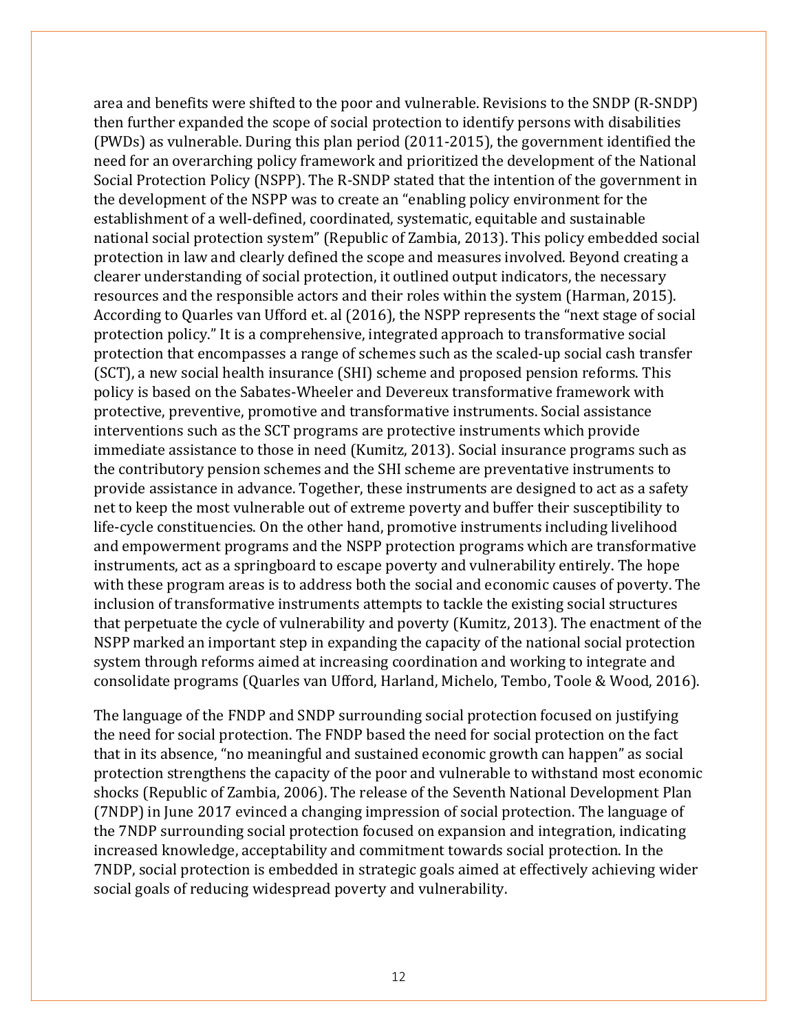area and benefits were shifted to the poor and vulnerable. Revisions to the SNDP (R-SNDP) then further expanded the scope of social protection to identify persons with disabilities (PWDs) as vulnerable. During this plan period (2011-2015), the government identified the need for an overarching policy framework and prioritized the development of the National Social Protection Policy (NSPP). The R-SNDP stated that the intention of the government in the development of the NSPP was to create an "enabling policy environment for the establishment of a well-defined, coordinated, systematic, equitable and sustainable national social protection system" (Republic of Zambia, 2013). This policy embedded social protection in law and clearly defined the scope and measures involved. Beyond creating a clearer understanding of social protection, it outlined output indicators, the necessary resources and the responsible actors and their roles within the system (Harman, 2015). According to Quarles van Ufford et. al (2016), the NSPP represents the "next stage of social protection policy." It is a comprehensive, integrated approach to transformative social protection that encompasses a range of schemes such as the scaled-up social cash transfer (SCT), a new social health insurance (SHI) scheme and proposed pension reforms. This policy is based on the Sabates-Wheeler and Devereux transformative framework with protective, preventive, promotive and transformative instruments. Social assistance interventions such as the SCT programs are protective instruments which provide immediate assistance to those in need (Kumitz, 2013). Social insurance programs such as the contributory pension schemes and the SHI scheme are preventative instruments to provide assistance in advance. Together, these instruments are designed to act as a safety net to keep the most vulnerable out of extreme poverty and buffer their susceptibility to life-cycle constituencies. On the other hand, promotive instruments including livelihood and empowerment programs and the NSPP protection programs which are transformative instruments, act as a springboard to escape poverty and vulnerability entirely. The hope with these program areas is to address both the social and economic causes of poverty. The inclusion of transformative instruments attempts to tackle the existing social structures that perpetuate the cycle of vulnerability and poverty (Kumitz, 2013). The enactment of the NSPP marked an important step in expanding the capacity of the national social protection system through reforms aimed at increasing coordination and working to integrate and consolidate programs (Quarles van Ufford, Harland, Michelo, Tembo, Toole & Wood, 2016).

The language of the FNDP and SNDP surrounding social protection focused on justifying the need for social protection. The FNDP based the need for social protection on the fact that in its absence, "no meaningful and sustained economic growth can happen" as social protection strengthens the capacity of the poor and vulnerable to withstand most economic shocks (Republic of Zambia, 2006). The release of the Seventh National Development Plan (7NDP) in June 2017 evinced a changing impression of social protection. The language of the 7NDP surrounding social protection focused on expansion and integration, indicating increased knowledge, acceptability and commitment towards social protection. In the 7NDP, social protection is embedded in strategic goals aimed at effectively achieving wider social goals of reducing widespread poverty and vulnerability.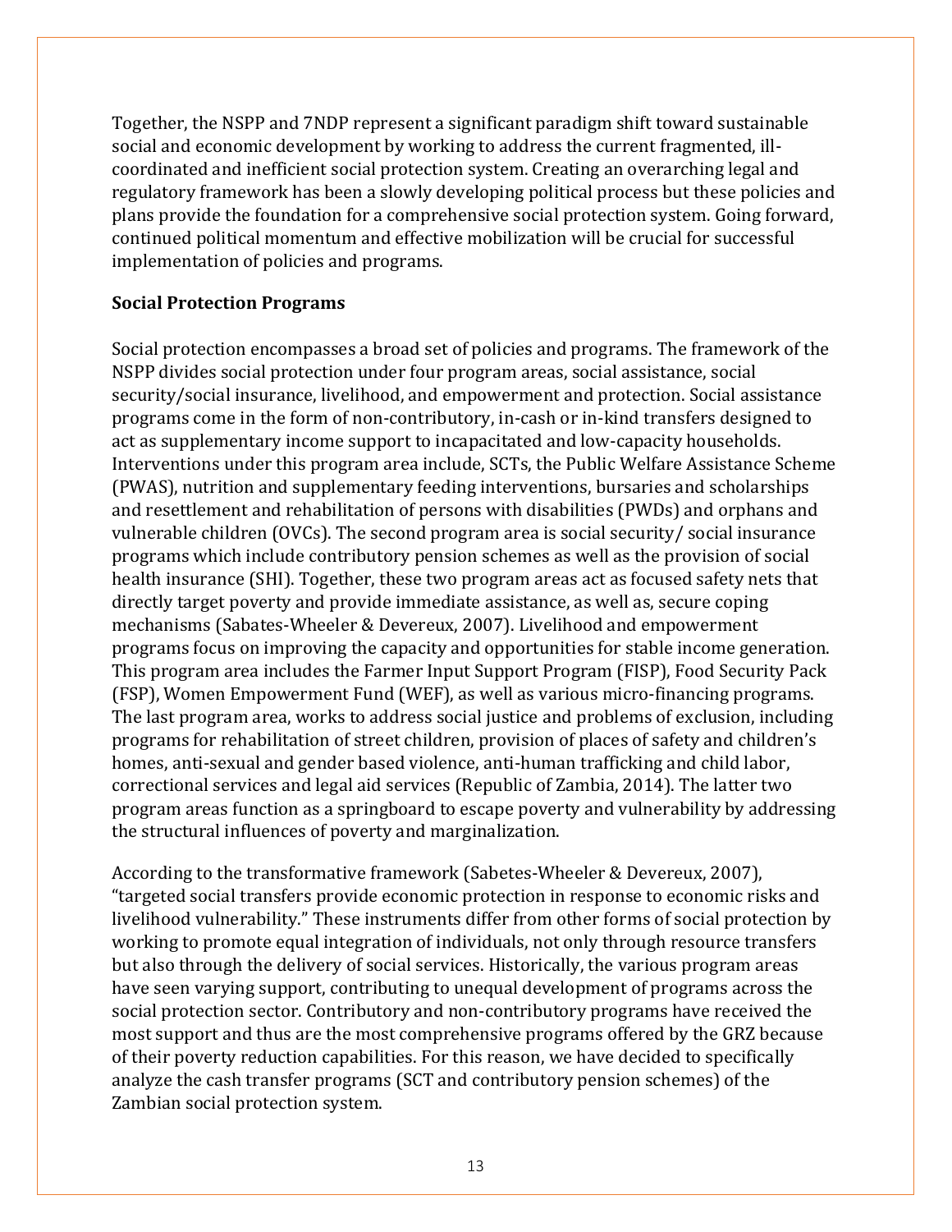Together, the NSPP and 7NDP represent a significant paradigm shift toward sustainable social and economic development by working to address the current fragmented, ill-coordinated and inefficient social protection system. Creating an overarching legal and regulatory framework has been a slowly developing political process but these policies and plans provide the foundation for a comprehensive social protection system. Going forward, continued political momentum and effective mobilization will be crucial for successful implementation of policies and programs.

**Social Protection Programs**

Social protection encompasses a broad set of policies and programs. The framework of the NSPP divides social protection under four program areas, social assistance, social security/social insurance, livelihood, and empowerment and protection. Social assistance programs come in the form of non-contributory, in-cash or in-kind transfers designed to act as supplementary income support to incapacitated and low-capacity households. Interventions under this program area include, SCTs, the Public Welfare Assistance Scheme (PWAS), nutrition and supplementary feeding interventions, bursaries and scholarships and resettlement and rehabilitation of persons with disabilities (PWDs) and orphans and vulnerable children (OVCs). The second program area is social security/ social insurance programs which include contributory pension schemes as well as the provision of social health insurance (SHI). Together, these two program areas act as focused safety nets that directly target poverty and provide immediate assistance, as well as, secure coping mechanisms (Sabates-Wheeler & Devereux, 2007). Livelihood and empowerment programs focus on improving the capacity and opportunities for stable income generation. This program area includes the Farmer Input Support Program (FISP), Food Security Pack (FSP), Women Empowerment Fund (WEF), as well as various micro-financing programs. The last program area, works to address social justice and problems of exclusion, including programs for rehabilitation of street children, provision of places of safety and children's homes, anti-sexual and gender based violence, anti-human trafficking and child labor, correctional services and legal aid services (Republic of Zambia, 2014). The latter two program areas function as a springboard to escape poverty and vulnerability by addressing the structural influences of poverty and marginalization.

According to the transformative framework (Sabetes-Wheeler & Devereux, 2007), "targeted social transfers provide economic protection in response to economic risks and livelihood vulnerability." These instruments differ from other forms of social protection by working to promote equal integration of individuals, not only through resource transfers but also through the delivery of social services. Historically, the various program areas have seen varying support, contributing to unequal development of programs across the social protection sector. Contributory and non-contributory programs have received the most support and thus are the most comprehensive programs offered by the GRZ because of their poverty reduction capabilities. For this reason, we have decided to specifically analyze the cash transfer programs (SCT and contributory pension schemes) of the Zambian social protection system.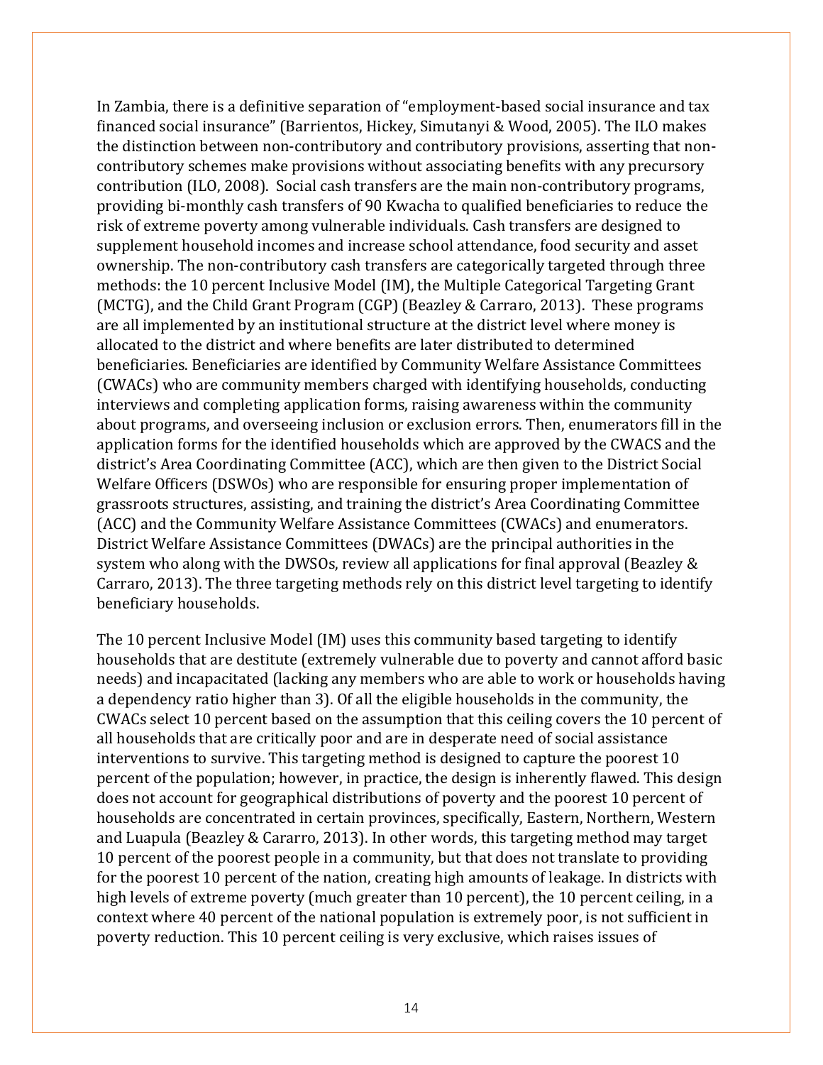In Zambia, there is a definitive separation of "employment-based social insurance and tax financed social insurance" (Barrientos, Hickey, Simutanyi & Wood, 2005). The ILO makes the distinction between non-contributory and contributory provisions, asserting that non-contributory schemes make provisions without associating benefits with any precursory contribution (ILO, 2008). Social cash transfers are the main non-contributory programs, providing bi-monthly cash transfers of 90 Kwacha to qualified beneficiaries to reduce the risk of extreme poverty among vulnerable individuals. Cash transfers are designed to supplement household incomes and increase school attendance, food security and asset ownership. The non-contributory cash transfers are categorically targeted through three methods: the 10 percent Inclusive Model (IM), the Multiple Categorical Targeting Grant (MCTG), and the Child Grant Program (CGP) (Beazley & Carraro, 2013). These programs are all implemented by an institutional structure at the district level where money is allocated to the district and where benefits are later distributed to determined beneficiaries. Beneficiaries are identified by Community Welfare Assistance Committees (CWACs) who are community members charged with identifying households, conducting interviews and completing application forms, raising awareness within the community about programs, and overseeing inclusion or exclusion errors. Then, enumerators fill in the application forms for the identified households which are approved by the CWACS and the district's Area Coordinating Committee (ACC), which are then given to the District Social Welfare Officers (DSWOs) who are responsible for ensuring proper implementation of grassroots structures, assisting, and training the district's Area Coordinating Committee (ACC) and the Community Welfare Assistance Committees (CWACs) and enumerators. District Welfare Assistance Committees (DWACs) are the principal authorities in the system who along with the DWSOs, review all applications for final approval (Beazley & Carraro, 2013). The three targeting methods rely on this district level targeting to identify beneficiary households.

The 10 percent Inclusive Model (IM) uses this community based targeting to identify households that are destitute (extremely vulnerable due to poverty and cannot afford basic needs) and incapacitated (lacking any members who are able to work or households having a dependency ratio higher than 3). Of all the eligible households in the community, the CWACs select 10 percent based on the assumption that this ceiling covers the 10 percent of all households that are critically poor and are in desperate need of social assistance interventions to survive. This targeting method is designed to capture the poorest 10 percent of the population; however, in practice, the design is inherently flawed. This design does not account for geographical distributions of poverty and the poorest 10 percent of households are concentrated in certain provinces, specifically, Eastern, Northern, Western and Luapula (Beazley & Cararro, 2013). In other words, this targeting method may target 10 percent of the poorest people in a community, but that does not translate to providing for the poorest 10 percent of the nation, creating high amounts of leakage. In districts with high levels of extreme poverty (much greater than 10 percent), the 10 percent ceiling, in a context where 40 percent of the national population is extremely poor, is not sufficient in poverty reduction. This 10 percent ceiling is very exclusive, which raises issues of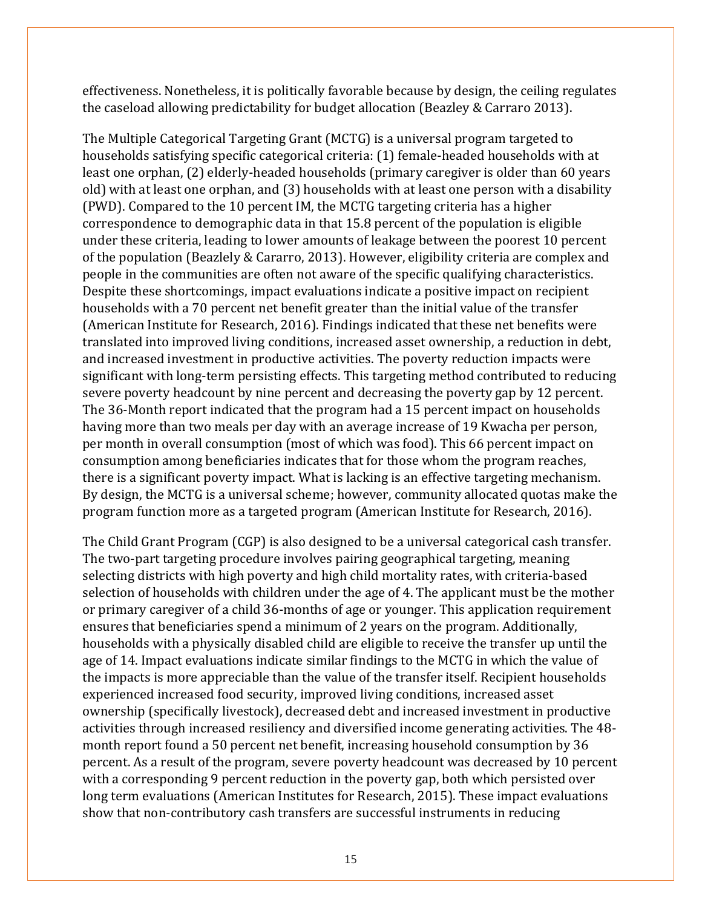effectiveness. Nonetheless, it is politically favorable because by design, the ceiling regulates the caseload allowing predictability for budget allocation (Beazley & Carraro 2013).

The Multiple Categorical Targeting Grant (MCTG) is a universal program targeted to households satisfying specific categorical criteria: (1) female-headed households with at least one orphan, (2) elderly-headed households (primary caregiver is older than 60 years old) with at least one orphan, and (3) households with at least one person with a disability (PWD). Compared to the 10 percent IM, the MCTG targeting criteria has a higher correspondence to demographic data in that 15.8 percent of the population is eligible under these criteria, leading to lower amounts of leakage between the poorest 10 percent of the population (Beazlely & Cararro, 2013). However, eligibility criteria are complex and people in the communities are often not aware of the specific qualifying characteristics. Despite these shortcomings, impact evaluations indicate a positive impact on recipient households with a 70 percent net benefit greater than the initial value of the transfer (American Institute for Research, 2016). Findings indicated that these net benefits were translated into improved living conditions, increased asset ownership, a reduction in debt, and increased investment in productive activities. The poverty reduction impacts were significant with long-term persisting effects. This targeting method contributed to reducing severe poverty headcount by nine percent and decreasing the poverty gap by 12 percent. The 36-Month report indicated that the program had a 15 percent impact on households having more than two meals per day with an average increase of 19 Kwacha per person, per month in overall consumption (most of which was food). This 66 percent impact on consumption among beneficiaries indicates that for those whom the program reaches, there is a significant poverty impact. What is lacking is an effective targeting mechanism. By design, the MCTG is a universal scheme; however, community allocated quotas make the program function more as a targeted program (American Institute for Research, 2016).

The Child Grant Program (CGP) is also designed to be a universal categorical cash transfer. The two-part targeting procedure involves pairing geographical targeting, meaning selecting districts with high poverty and high child mortality rates, with criteria-based selection of households with children under the age of 4. The applicant must be the mother or primary caregiver of a child 36-months of age or younger. This application requirement ensures that beneficiaries spend a minimum of 2 years on the program. Additionally, households with a physically disabled child are eligible to receive the transfer up until the age of 14. Impact evaluations indicate similar findings to the MCTG in which the value of the impacts is more appreciable than the value of the transfer itself. Recipient households experienced increased food security, improved living conditions, increased asset ownership (specifically livestock), decreased debt and increased investment in productive activities through increased resiliency and diversified income generating activities. The 48-month report found a 50 percent net benefit, increasing household consumption by 36 percent. As a result of the program, severe poverty headcount was decreased by 10 percent with a corresponding 9 percent reduction in the poverty gap, both which persisted over long term evaluations (American Institutes for Research, 2015). These impact evaluations show that non-contributory cash transfers are successful instruments in reducing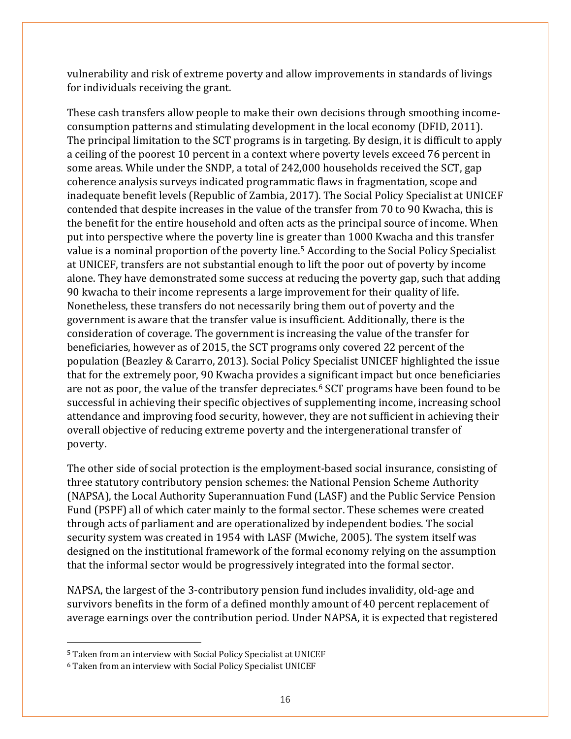vulnerability and risk of extreme poverty and allow improvements in standards of livings for individuals receiving the grant.

These cash transfers allow people to make their own decisions through smoothing income-consumption patterns and stimulating development in the local economy (DFID, 2011). The principal limitation to the SCT programs is in targeting. By design, it is difficult to apply a ceiling of the poorest 10 percent in a context where poverty levels exceed 76 percent in some areas. While under the SNDP, a total of 242,000 households received the SCT, gap coherence analysis surveys indicated programmatic flaws in fragmentation, scope and inadequate benefit levels (Republic of Zambia, 2017). The Social Policy Specialist at UNICEF contended that despite increases in the value of the transfer from 70 to 90 Kwacha, this is the benefit for the entire household and often acts as the principal source of income. When put into perspective where the poverty line is greater than 1000 Kwacha and this transfer value is a nominal proportion of the poverty line.[5] According to the Social Policy Specialist at UNICEF, transfers are not substantial enough to lift the poor out of poverty by income alone. They have demonstrated some success at reducing the poverty gap, such that adding 90 kwacha to their income represents a large improvement for their quality of life. Nonetheless, these transfers do not necessarily bring them out of poverty and the government is aware that the transfer value is insufficient. Additionally, there is the consideration of coverage. The government is increasing the value of the transfer for beneficiaries, however as of 2015, the SCT programs only covered 22 percent of the population (Beazley & Cararro, 2013). Social Policy Specialist UNICEF highlighted the issue that for the extremely poor, 90 Kwacha provides a significant impact but once beneficiaries are not as poor, the value of the transfer depreciates.[6] SCT programs have been found to be successful in achieving their specific objectives of supplementing income, increasing school attendance and improving food security, however, they are not sufficient in achieving their overall objective of reducing extreme poverty and the intergenerational transfer of poverty.

The other side of social protection is the employment-based social insurance, consisting of three statutory contributory pension schemes: the National Pension Scheme Authority (NAPSA), the Local Authority Superannuation Fund (LASF) and the Public Service Pension Fund (PSPF) all of which cater mainly to the formal sector. These schemes were created through acts of parliament and are operationalized by independent bodies. The social security system was created in 1954 with LASF (Mwiche, 2005). The system itself was designed on the institutional framework of the formal economy relying on the assumption that the informal sector would be progressively integrated into the formal sector.

NAPSA, the largest of the 3-contributory pension fund includes invalidity, old-age and survivors benefits in the form of a defined monthly amount of 40 percent replacement of average earnings over the contribution period. Under NAPSA, it is expected that registered

[5] Taken from an interview with Social Policy Specialist at UNICEF

[6] Taken from an interview with Social Policy Specialist UNICEF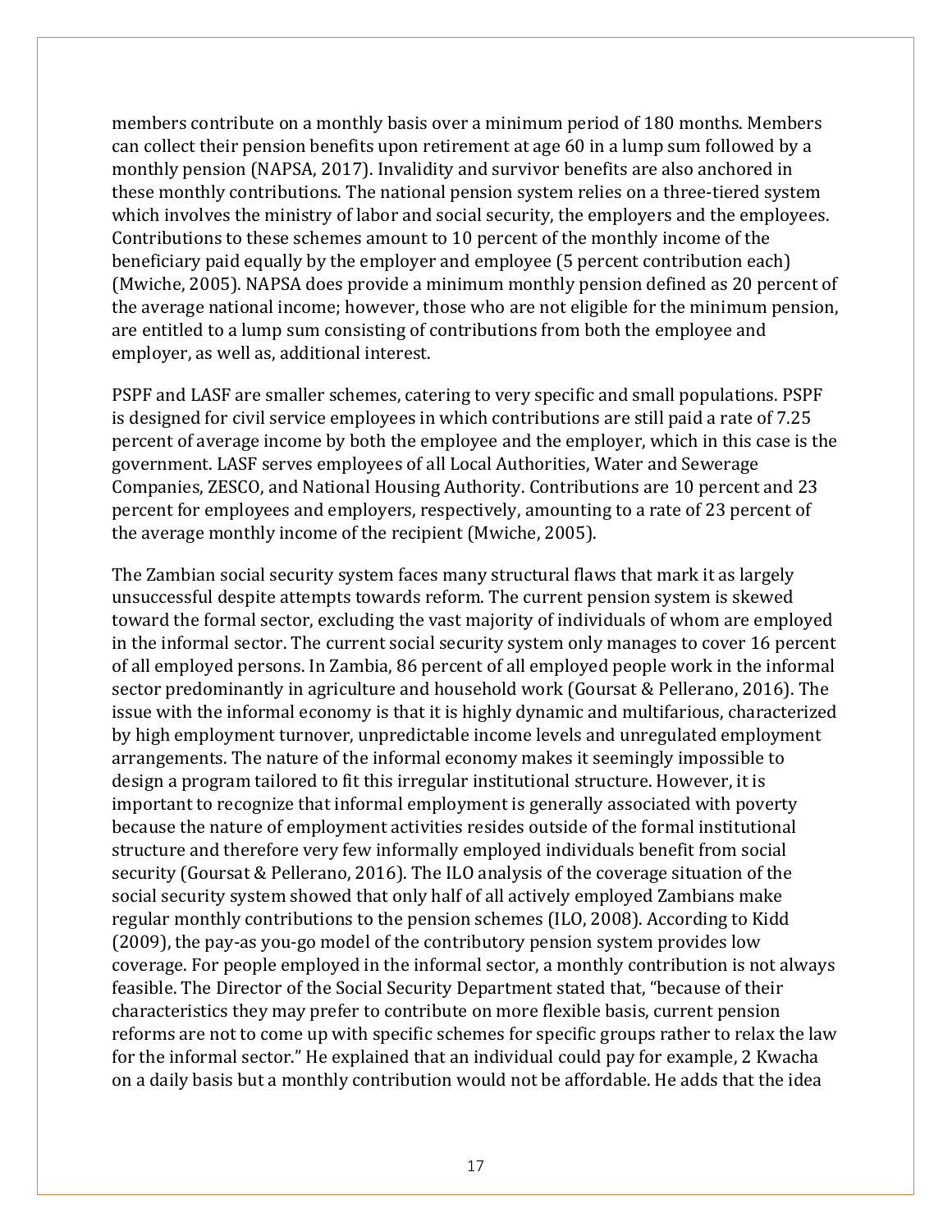members contribute on a monthly basis over a minimum period of 180 months. Members can collect their pension benefits upon retirement at age 60 in a lump sum followed by a monthly pension (NAPSA, 2017). Invalidity and survivor benefits are also anchored in these monthly contributions. The national pension system relies on a three-tiered system which involves the ministry of labor and social security, the employers and the employees. Contributions to these schemes amount to 10 percent of the monthly income of the beneficiary paid equally by the employer and employee (5 percent contribution each) (Mwiche, 2005). NAPSA does provide a minimum monthly pension defined as 20 percent of the average national income; however, those who are not eligible for the minimum pension, are entitled to a lump sum consisting of contributions from both the employee and employer, as well as, additional interest.

PSPF and LASF are smaller schemes, catering to very specific and small populations. PSPF is designed for civil service employees in which contributions are still paid a rate of 7.25 percent of average income by both the employee and the employer, which in this case is the government. LASF serves employees of all Local Authorities, Water and Sewerage Companies, ZESCO, and National Housing Authority. Contributions are 10 percent and 23 percent for employees and employers, respectively, amounting to a rate of 23 percent of the average monthly income of the recipient (Mwiche, 2005).

The Zambian social security system faces many structural flaws that mark it as largely unsuccessful despite attempts towards reform. The current pension system is skewed toward the formal sector, excluding the vast majority of individuals of whom are employed in the informal sector. The current social security system only manages to cover 16 percent of all employed persons. In Zambia, 86 percent of all employed people work in the informal sector predominantly in agriculture and household work (Goursat & Pellerano, 2016). The issue with the informal economy is that it is highly dynamic and multifarious, characterized by high employment turnover, unpredictable income levels and unregulated employment arrangements. The nature of the informal economy makes it seemingly impossible to design a program tailored to fit this irregular institutional structure. However, it is important to recognize that informal employment is generally associated with poverty because the nature of employment activities resides outside of the formal institutional structure and therefore very few informally employed individuals benefit from social security (Goursat & Pellerano, 2016). The ILO analysis of the coverage situation of the social security system showed that only half of all actively employed Zambians make regular monthly contributions to the pension schemes (ILO, 2008). According to Kidd (2009), the pay-as you-go model of the contributory pension system provides low coverage. For people employed in the informal sector, a monthly contribution is not always feasible. The Director of the Social Security Department stated that, "because of their characteristics they may prefer to contribute on more flexible basis, current pension reforms are not to come up with specific schemes for specific groups rather to relax the law for the informal sector." He explained that an individual could pay for example, 2 Kwacha on a daily basis but a monthly contribution would not be affordable. He adds that the idea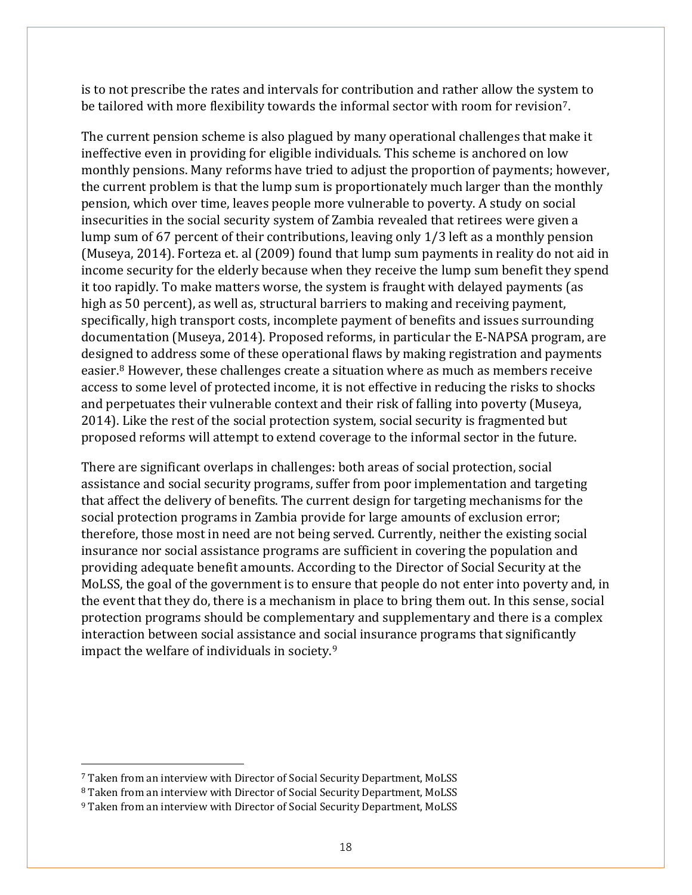is to not prescribe the rates and intervals for contribution and rather allow the system to be tailored with more flexibility towards the informal sector with room for revision[7].

The current pension scheme is also plagued by many operational challenges that make it ineffective even in providing for eligible individuals. This scheme is anchored on low monthly pensions. Many reforms have tried to adjust the proportion of payments; however, the current problem is that the lump sum is proportionately much larger than the monthly pension, which over time, leaves people more vulnerable to poverty. A study on social insecurities in the social security system of Zambia revealed that retirees were given a lump sum of 67 percent of their contributions, leaving only 1/3 left as a monthly pension (Museya, 2014). Forteza et. al (2009) found that lump sum payments in reality do not aid in income security for the elderly because when they receive the lump sum benefit they spend it too rapidly. To make matters worse, the system is fraught with delayed payments (as high as 50 percent), as well as, structural barriers to making and receiving payment, specifically, high transport costs, incomplete payment of benefits and issues surrounding documentation (Museya, 2014). Proposed reforms, in particular the E-NAPSA program, are designed to address some of these operational flaws by making registration and payments easier.[8] However, these challenges create a situation where as much as members receive access to some level of protected income, it is not effective in reducing the risks to shocks and perpetuates their vulnerable context and their risk of falling into poverty (Museya, 2014). Like the rest of the social protection system, social security is fragmented but proposed reforms will attempt to extend coverage to the informal sector in the future.

There are significant overlaps in challenges: both areas of social protection, social assistance and social security programs, suffer from poor implementation and targeting that affect the delivery of benefits. The current design for targeting mechanisms for the social protection programs in Zambia provide for large amounts of exclusion error; therefore, those most in need are not being served. Currently, neither the existing social insurance nor social assistance programs are sufficient in covering the population and providing adequate benefit amounts. According to the Director of Social Security at the MoLSS, the goal of the government is to ensure that people do not enter into poverty and, in the event that they do, there is a mechanism in place to bring them out. In this sense, social protection programs should be complementary and supplementary and there is a complex interaction between social assistance and social insurance programs that significantly impact the welfare of individuals in society.[9]

---

[7] Taken from an interview with Director of Social Security Department, MoLSS

[8] Taken from an interview with Director of Social Security Department, MoLSS

[9] Taken from an interview with Director of Social Security Department, MoLSS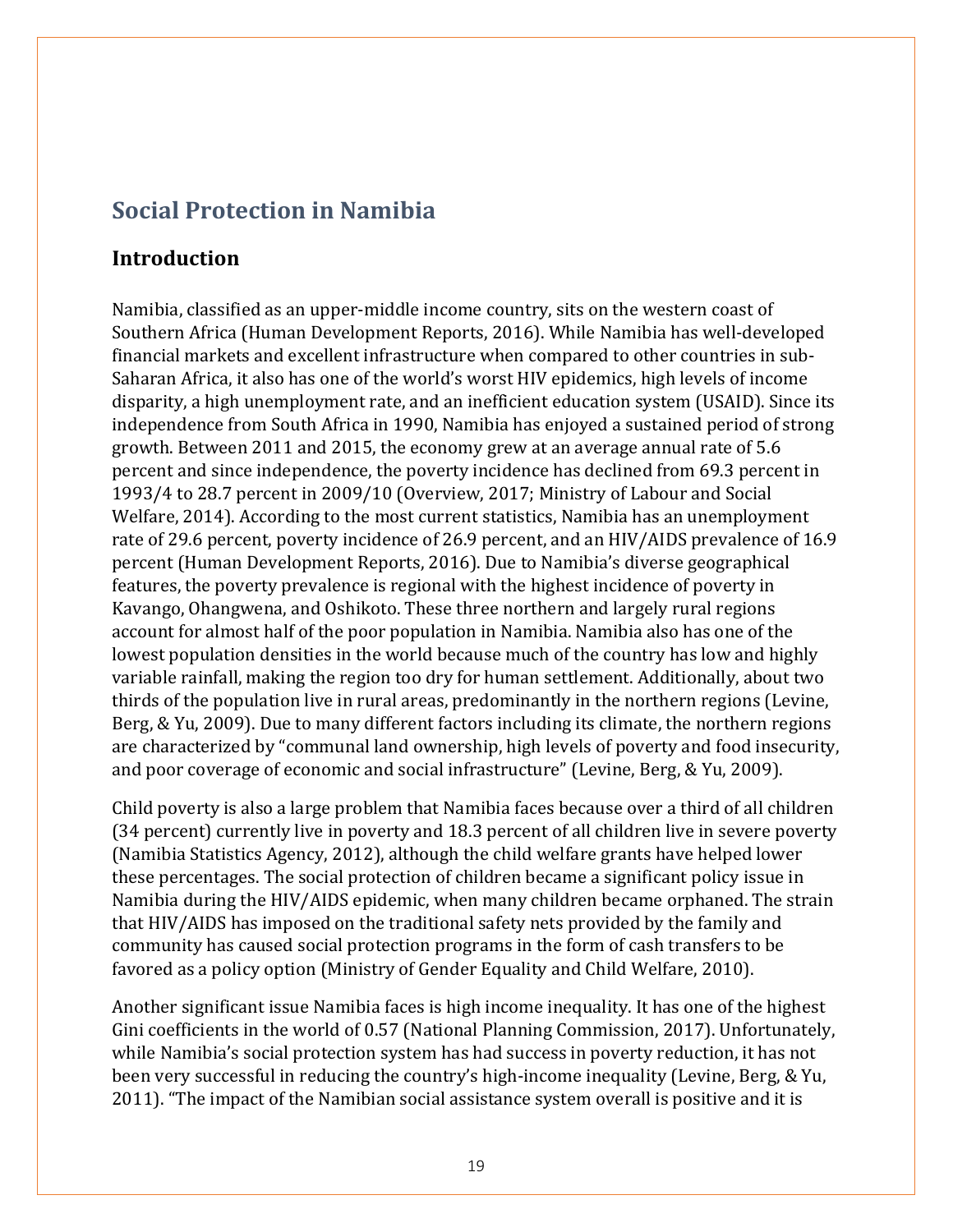# Social Protection in Namibia

## Introduction

Namibia, classified as an upper-middle income country, sits on the western coast of Southern Africa (Human Development Reports, 2016). While Namibia has well-developed financial markets and excellent infrastructure when compared to other countries in sub-Saharan Africa, it also has one of the world's worst HIV epidemics, high levels of income disparity, a high unemployment rate, and an inefficient education system (USAID). Since its independence from South Africa in 1990, Namibia has enjoyed a sustained period of strong growth. Between 2011 and 2015, the economy grew at an average annual rate of 5.6 percent and since independence, the poverty incidence has declined from 69.3 percent in 1993/4 to 28.7 percent in 2009/10 (Overview, 2017; Ministry of Labour and Social Welfare, 2014). According to the most current statistics, Namibia has an unemployment rate of 29.6 percent, poverty incidence of 26.9 percent, and an HIV/AIDS prevalence of 16.9 percent (Human Development Reports, 2016). Due to Namibia's diverse geographical features, the poverty prevalence is regional with the highest incidence of poverty in Kavango, Ohangwena, and Oshikoto. These three northern and largely rural regions account for almost half of the poor population in Namibia. Namibia also has one of the lowest population densities in the world because much of the country has low and highly variable rainfall, making the region too dry for human settlement. Additionally, about two thirds of the population live in rural areas, predominantly in the northern regions (Levine, Berg, & Yu, 2009). Due to many different factors including its climate, the northern regions are characterized by "communal land ownership, high levels of poverty and food insecurity, and poor coverage of economic and social infrastructure" (Levine, Berg, & Yu, 2009).

Child poverty is also a large problem that Namibia faces because over a third of all children (34 percent) currently live in poverty and 18.3 percent of all children live in severe poverty (Namibia Statistics Agency, 2012), although the child welfare grants have helped lower these percentages. The social protection of children became a significant policy issue in Namibia during the HIV/AIDS epidemic, when many children became orphaned. The strain that HIV/AIDS has imposed on the traditional safety nets provided by the family and community has caused social protection programs in the form of cash transfers to be favored as a policy option (Ministry of Gender Equality and Child Welfare, 2010).

Another significant issue Namibia faces is high income inequality. It has one of the highest Gini coefficients in the world of 0.57 (National Planning Commission, 2017). Unfortunately, while Namibia's social protection system has had success in poverty reduction, it has not been very successful in reducing the country's high-income inequality (Levine, Berg, & Yu, 2011). "The impact of the Namibian social assistance system overall is positive and it is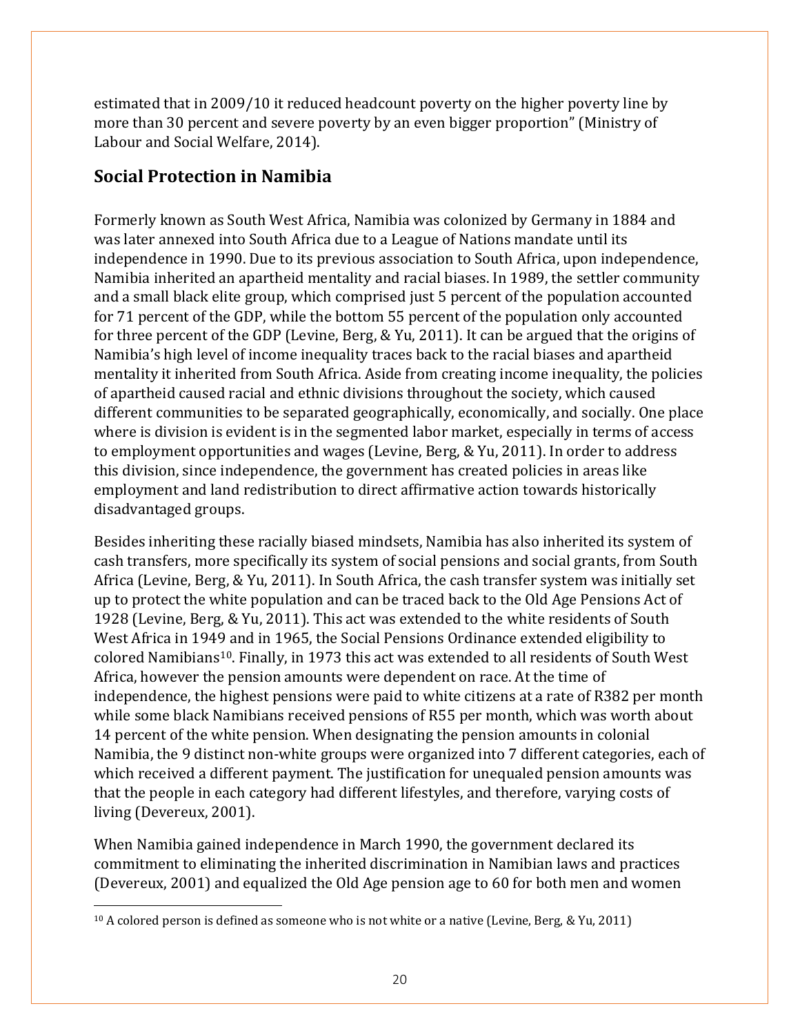estimated that in 2009/10 it reduced headcount poverty on the higher poverty line by more than 30 percent and severe poverty by an even bigger proportion" (Ministry of Labour and Social Welfare, 2014).

## Social Protection in Namibia

Formerly known as South West Africa, Namibia was colonized by Germany in 1884 and was later annexed into South Africa due to a League of Nations mandate until its independence in 1990. Due to its previous association to South Africa, upon independence, Namibia inherited an apartheid mentality and racial biases. In 1989, the settler community and a small black elite group, which comprised just 5 percent of the population accounted for 71 percent of the GDP, while the bottom 55 percent of the population only accounted for three percent of the GDP (Levine, Berg, & Yu, 2011). It can be argued that the origins of Namibia's high level of income inequality traces back to the racial biases and apartheid mentality it inherited from South Africa. Aside from creating income inequality, the policies of apartheid caused racial and ethnic divisions throughout the society, which caused different communities to be separated geographically, economically, and socially. One place where is division is evident is in the segmented labor market, especially in terms of access to employment opportunities and wages (Levine, Berg, & Yu, 2011). In order to address this division, since independence, the government has created policies in areas like employment and land redistribution to direct affirmative action towards historically disadvantaged groups.

Besides inheriting these racially biased mindsets, Namibia has also inherited its system of cash transfers, more specifically its system of social pensions and social grants, from South Africa (Levine, Berg, & Yu, 2011). In South Africa, the cash transfer system was initially set up to protect the white population and can be traced back to the Old Age Pensions Act of 1928 (Levine, Berg, & Yu, 2011). This act was extended to the white residents of South West Africa in 1949 and in 1965, the Social Pensions Ordinance extended eligibility to colored Namibians[10]. Finally, in 1973 this act was extended to all residents of South West Africa, however the pension amounts were dependent on race. At the time of independence, the highest pensions were paid to white citizens at a rate of R382 per month while some black Namibians received pensions of R55 per month, which was worth about 14 percent of the white pension. When designating the pension amounts in colonial Namibia, the 9 distinct non-white groups were organized into 7 different categories, each of which received a different payment. The justification for unequaled pension amounts was that the people in each category had different lifestyles, and therefore, varying costs of living (Devereux, 2001).

When Namibia gained independence in March 1990, the government declared its commitment to eliminating the inherited discrimination in Namibian laws and practices (Devereux, 2001) and equalized the Old Age pension age to 60 for both men and women

[10] A colored person is defined as someone who is not white or a native (Levine, Berg, & Yu, 2011)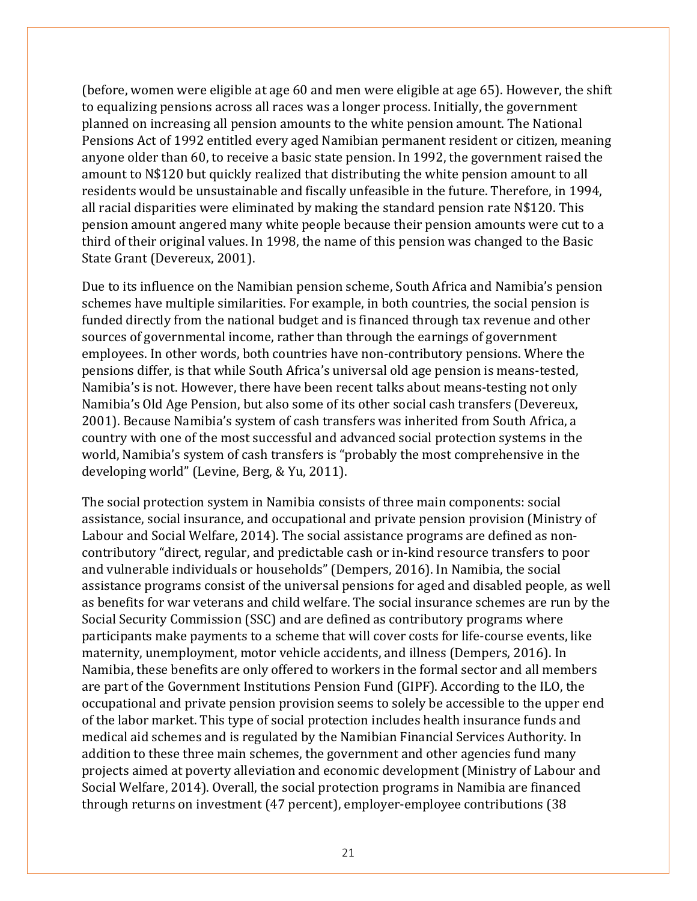(before, women were eligible at age 60 and men were eligible at age 65). However, the shift to equalizing pensions across all races was a longer process. Initially, the government planned on increasing all pension amounts to the white pension amount. The National Pensions Act of 1992 entitled every aged Namibian permanent resident or citizen, meaning anyone older than 60, to receive a basic state pension. In 1992, the government raised the amount to N$120 but quickly realized that distributing the white pension amount to all residents would be unsustainable and fiscally unfeasible in the future. Therefore, in 1994, all racial disparities were eliminated by making the standard pension rate N$120. This pension amount angered many white people because their pension amounts were cut to a third of their original values. In 1998, the name of this pension was changed to the Basic State Grant (Devereux, 2001).

Due to its influence on the Namibian pension scheme, South Africa and Namibia's pension schemes have multiple similarities. For example, in both countries, the social pension is funded directly from the national budget and is financed through tax revenue and other sources of governmental income, rather than through the earnings of government employees. In other words, both countries have non-contributory pensions. Where the pensions differ, is that while South Africa's universal old age pension is means-tested, Namibia's is not. However, there have been recent talks about means-testing not only Namibia's Old Age Pension, but also some of its other social cash transfers (Devereux, 2001). Because Namibia's system of cash transfers was inherited from South Africa, a country with one of the most successful and advanced social protection systems in the world, Namibia's system of cash transfers is "probably the most comprehensive in the developing world" (Levine, Berg, & Yu, 2011).

The social protection system in Namibia consists of three main components: social assistance, social insurance, and occupational and private pension provision (Ministry of Labour and Social Welfare, 2014). The social assistance programs are defined as non-contributory "direct, regular, and predictable cash or in-kind resource transfers to poor and vulnerable individuals or households" (Dempers, 2016). In Namibia, the social assistance programs consist of the universal pensions for aged and disabled people, as well as benefits for war veterans and child welfare. The social insurance schemes are run by the Social Security Commission (SSC) and are defined as contributory programs where participants make payments to a scheme that will cover costs for life-course events, like maternity, unemployment, motor vehicle accidents, and illness (Dempers, 2016). In Namibia, these benefits are only offered to workers in the formal sector and all members are part of the Government Institutions Pension Fund (GIPF). According to the ILO, the occupational and private pension provision seems to solely be accessible to the upper end of the labor market. This type of social protection includes health insurance funds and medical aid schemes and is regulated by the Namibian Financial Services Authority. In addition to these three main schemes, the government and other agencies fund many projects aimed at poverty alleviation and economic development (Ministry of Labour and Social Welfare, 2014). Overall, the social protection programs in Namibia are financed through returns on investment (47 percent), employer-employee contributions (38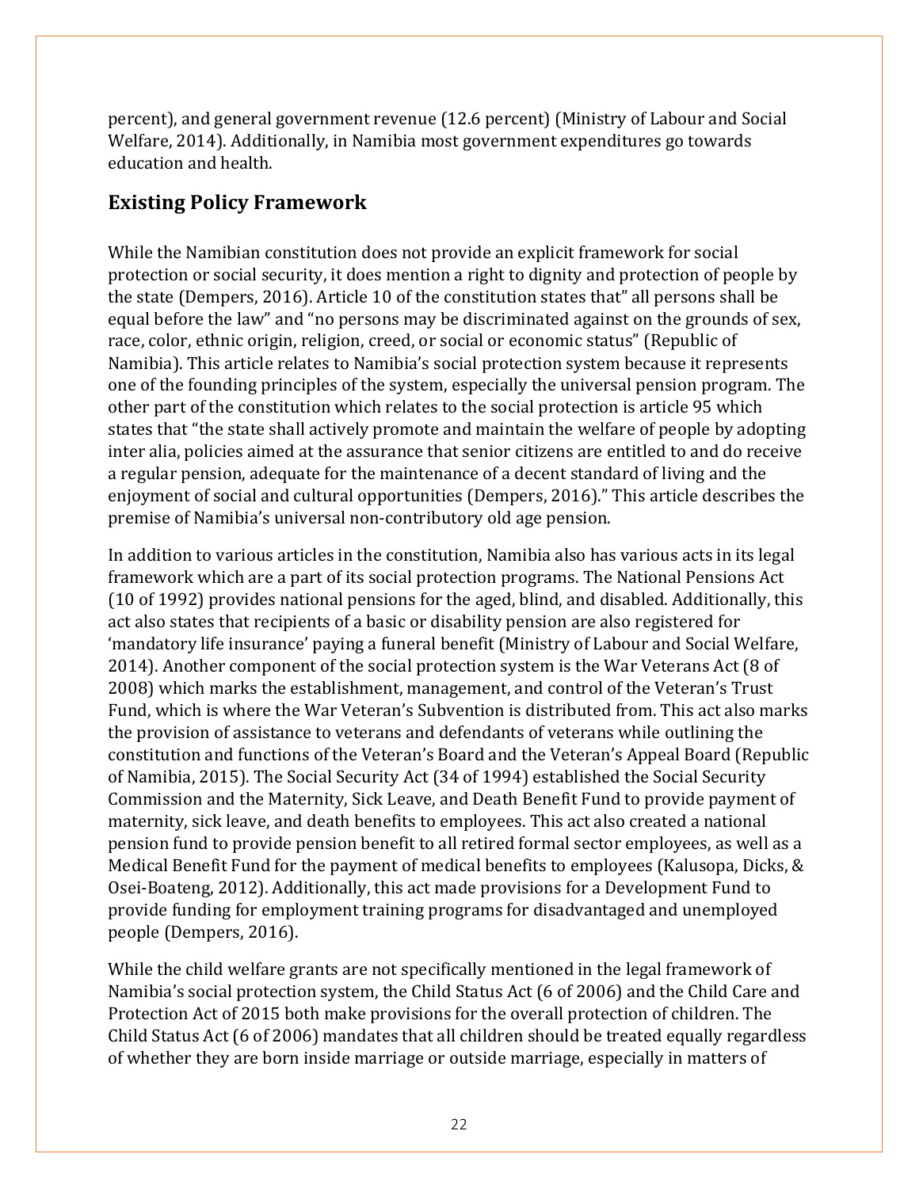percent), and general government revenue (12.6 percent) (Ministry of Labour and Social Welfare, 2014). Additionally, in Namibia most government expenditures go towards education and health.

## Existing Policy Framework

While the Namibian constitution does not provide an explicit framework for social protection or social security, it does mention a right to dignity and protection of people by the state (Dempers, 2016). Article 10 of the constitution states that" all persons shall be equal before the law" and "no persons may be discriminated against on the grounds of sex, race, color, ethnic origin, religion, creed, or social or economic status" (Republic of Namibia). This article relates to Namibia's social protection system because it represents one of the founding principles of the system, especially the universal pension program. The other part of the constitution which relates to the social protection is article 95 which states that "the state shall actively promote and maintain the welfare of people by adopting inter alia, policies aimed at the assurance that senior citizens are entitled to and do receive a regular pension, adequate for the maintenance of a decent standard of living and the enjoyment of social and cultural opportunities (Dempers, 2016)." This article describes the premise of Namibia's universal non-contributory old age pension.

In addition to various articles in the constitution, Namibia also has various acts in its legal framework which are a part of its social protection programs. The National Pensions Act (10 of 1992) provides national pensions for the aged, blind, and disabled. Additionally, this act also states that recipients of a basic or disability pension are also registered for 'mandatory life insurance' paying a funeral benefit (Ministry of Labour and Social Welfare, 2014). Another component of the social protection system is the War Veterans Act (8 of 2008) which marks the establishment, management, and control of the Veteran's Trust Fund, which is where the War Veteran's Subvention is distributed from. This act also marks the provision of assistance to veterans and defendants of veterans while outlining the constitution and functions of the Veteran's Board and the Veteran's Appeal Board (Republic of Namibia, 2015). The Social Security Act (34 of 1994) established the Social Security Commission and the Maternity, Sick Leave, and Death Benefit Fund to provide payment of maternity, sick leave, and death benefits to employees. This act also created a national pension fund to provide pension benefit to all retired formal sector employees, as well as a Medical Benefit Fund for the payment of medical benefits to employees (Kalusopa, Dicks, & Osei-Boateng, 2012). Additionally, this act made provisions for a Development Fund to provide funding for employment training programs for disadvantaged and unemployed people (Dempers, 2016).

While the child welfare grants are not specifically mentioned in the legal framework of Namibia's social protection system, the Child Status Act (6 of 2006) and the Child Care and Protection Act of 2015 both make provisions for the overall protection of children. The Child Status Act (6 of 2006) mandates that all children should be treated equally regardless of whether they are born inside marriage or outside marriage, especially in matters of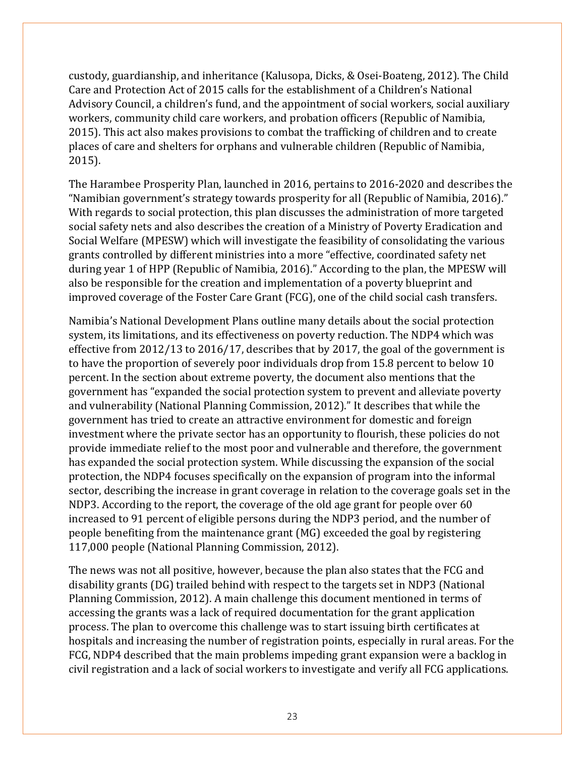custody, guardianship, and inheritance (Kalusopa, Dicks, & Osei-Boateng, 2012). The Child Care and Protection Act of 2015 calls for the establishment of a Children's National Advisory Council, a children's fund, and the appointment of social workers, social auxiliary workers, community child care workers, and probation officers (Republic of Namibia, 2015). This act also makes provisions to combat the trafficking of children and to create places of care and shelters for orphans and vulnerable children (Republic of Namibia, 2015).

The Harambee Prosperity Plan, launched in 2016, pertains to 2016-2020 and describes the "Namibian government's strategy towards prosperity for all (Republic of Namibia, 2016)." With regards to social protection, this plan discusses the administration of more targeted social safety nets and also describes the creation of a Ministry of Poverty Eradication and Social Welfare (MPESW) which will investigate the feasibility of consolidating the various grants controlled by different ministries into a more "effective, coordinated safety net during year 1 of HPP (Republic of Namibia, 2016)." According to the plan, the MPESW will also be responsible for the creation and implementation of a poverty blueprint and improved coverage of the Foster Care Grant (FCG), one of the child social cash transfers.

Namibia's National Development Plans outline many details about the social protection system, its limitations, and its effectiveness on poverty reduction. The NDP4 which was effective from 2012/13 to 2016/17, describes that by 2017, the goal of the government is to have the proportion of severely poor individuals drop from 15.8 percent to below 10 percent. In the section about extreme poverty, the document also mentions that the government has "expanded the social protection system to prevent and alleviate poverty and vulnerability (National Planning Commission, 2012)." It describes that while the government has tried to create an attractive environment for domestic and foreign investment where the private sector has an opportunity to flourish, these policies do not provide immediate relief to the most poor and vulnerable and therefore, the government has expanded the social protection system. While discussing the expansion of the social protection, the NDP4 focuses specifically on the expansion of program into the informal sector, describing the increase in grant coverage in relation to the coverage goals set in the NDP3. According to the report, the coverage of the old age grant for people over 60 increased to 91 percent of eligible persons during the NDP3 period, and the number of people benefiting from the maintenance grant (MG) exceeded the goal by registering 117,000 people (National Planning Commission, 2012).

The news was not all positive, however, because the plan also states that the FCG and disability grants (DG) trailed behind with respect to the targets set in NDP3 (National Planning Commission, 2012). A main challenge this document mentioned in terms of accessing the grants was a lack of required documentation for the grant application process. The plan to overcome this challenge was to start issuing birth certificates at hospitals and increasing the number of registration points, especially in rural areas. For the FCG, NDP4 described that the main problems impeding grant expansion were a backlog in civil registration and a lack of social workers to investigate and verify all FCG applications.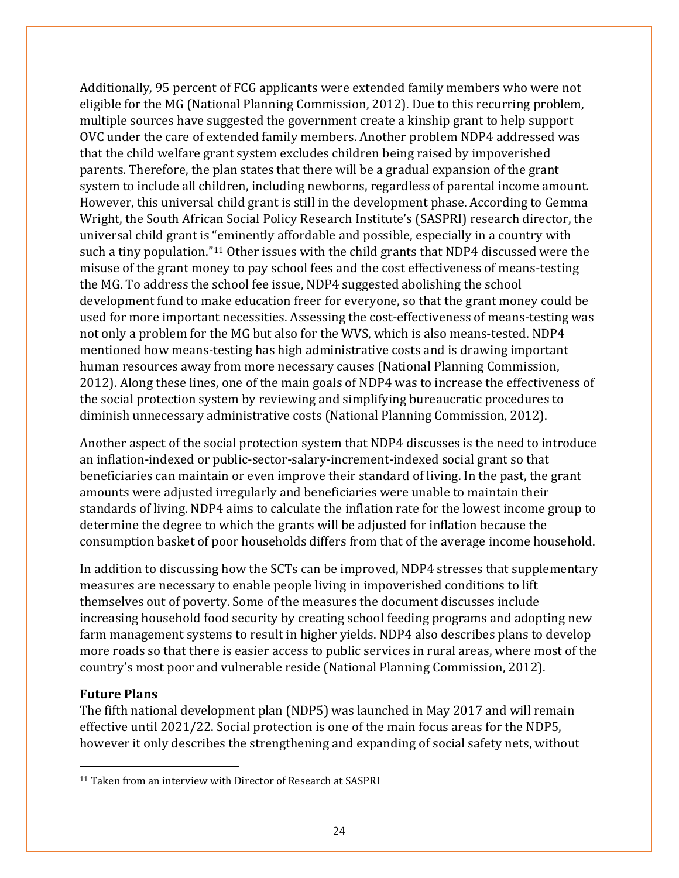Additionally, 95 percent of FCG applicants were extended family members who were not eligible for the MG (National Planning Commission, 2012). Due to this recurring problem, multiple sources have suggested the government create a kinship grant to help support OVC under the care of extended family members. Another problem NDP4 addressed was that the child welfare grant system excludes children being raised by impoverished parents. Therefore, the plan states that there will be a gradual expansion of the grant system to include all children, including newborns, regardless of parental income amount. However, this universal child grant is still in the development phase. According to Gemma Wright, the South African Social Policy Research Institute's (SASPRI) research director, the universal child grant is "eminently affordable and possible, especially in a country with such a tiny population."[11] Other issues with the child grants that NDP4 discussed were the misuse of the grant money to pay school fees and the cost effectiveness of means-testing the MG. To address the school fee issue, NDP4 suggested abolishing the school development fund to make education freer for everyone, so that the grant money could be used for more important necessities. Assessing the cost-effectiveness of means-testing was not only a problem for the MG but also for the WVS, which is also means-tested. NDP4 mentioned how means-testing has high administrative costs and is drawing important human resources away from more necessary causes (National Planning Commission, 2012). Along these lines, one of the main goals of NDP4 was to increase the effectiveness of the social protection system by reviewing and simplifying bureaucratic procedures to diminish unnecessary administrative costs (National Planning Commission, 2012).

Another aspect of the social protection system that NDP4 discusses is the need to introduce an inflation-indexed or public-sector-salary-increment-indexed social grant so that beneficiaries can maintain or even improve their standard of living. In the past, the grant amounts were adjusted irregularly and beneficiaries were unable to maintain their standards of living. NDP4 aims to calculate the inflation rate for the lowest income group to determine the degree to which the grants will be adjusted for inflation because the consumption basket of poor households differs from that of the average income household.

In addition to discussing how the SCTs can be improved, NDP4 stresses that supplementary measures are necessary to enable people living in impoverished conditions to lift themselves out of poverty. Some of the measures the document discusses include increasing household food security by creating school feeding programs and adopting new farm management systems to result in higher yields. NDP4 also describes plans to develop more roads so that there is easier access to public services in rural areas, where most of the country's most poor and vulnerable reside (National Planning Commission, 2012).

### Future Plans

The fifth national development plan (NDP5) was launched in May 2017 and will remain effective until 2021/22. Social protection is one of the main focus areas for the NDP5, however it only describes the strengthening and expanding of social safety nets, without

---

[11] Taken from an interview with Director of Research at SASPRI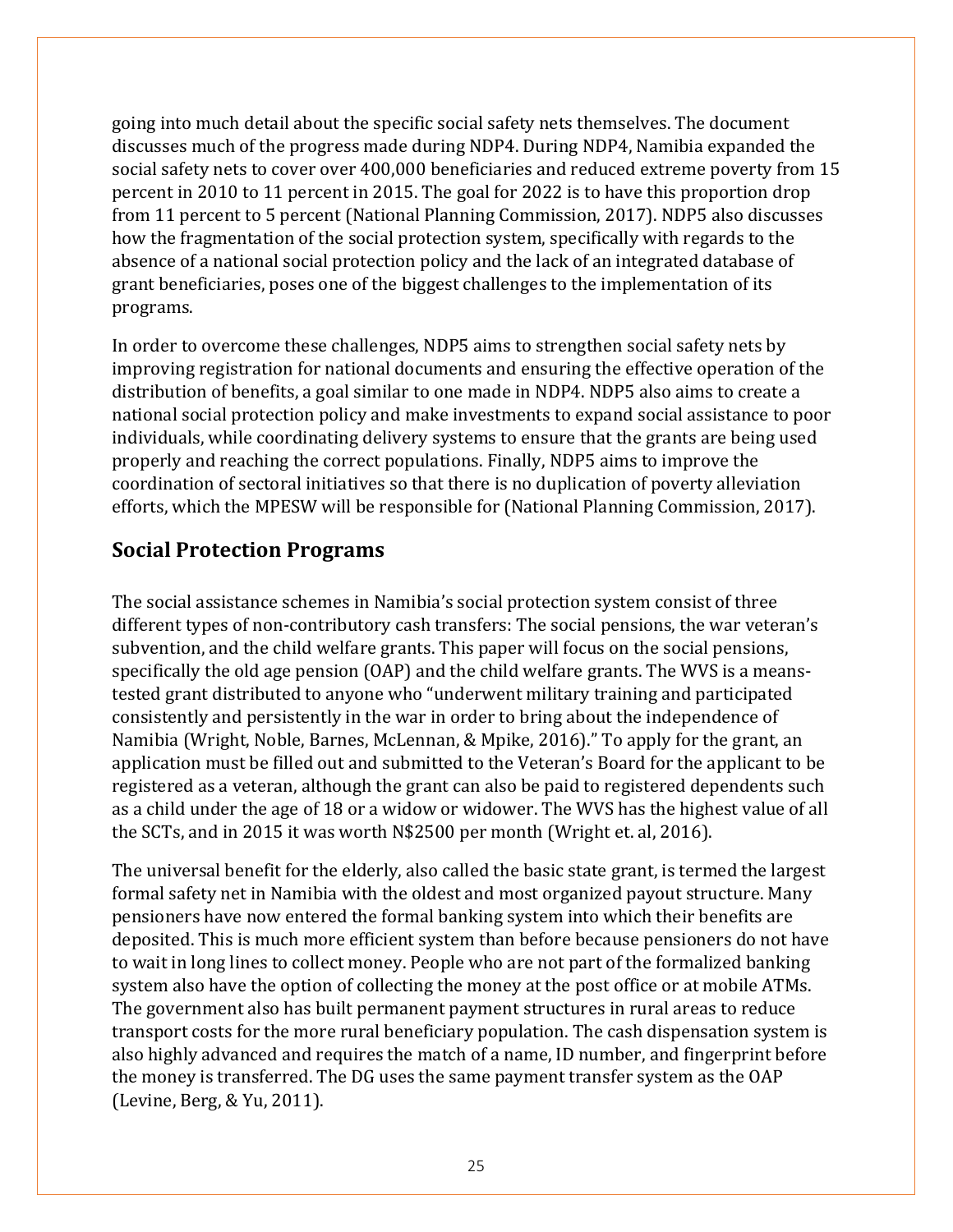going into much detail about the specific social safety nets themselves. The document discusses much of the progress made during NDP4. During NDP4, Namibia expanded the social safety nets to cover over 400,000 beneficiaries and reduced extreme poverty from 15 percent in 2010 to 11 percent in 2015. The goal for 2022 is to have this proportion drop from 11 percent to 5 percent (National Planning Commission, 2017). NDP5 also discusses how the fragmentation of the social protection system, specifically with regards to the absence of a national social protection policy and the lack of an integrated database of grant beneficiaries, poses one of the biggest challenges to the implementation of its programs.

In order to overcome these challenges, NDP5 aims to strengthen social safety nets by improving registration for national documents and ensuring the effective operation of the distribution of benefits, a goal similar to one made in NDP4. NDP5 also aims to create a national social protection policy and make investments to expand social assistance to poor individuals, while coordinating delivery systems to ensure that the grants are being used properly and reaching the correct populations. Finally, NDP5 aims to improve the coordination of sectoral initiatives so that there is no duplication of poverty alleviation efforts, which the MPESW will be responsible for (National Planning Commission, 2017).

## Social Protection Programs

The social assistance schemes in Namibia's social protection system consist of three different types of non-contributory cash transfers: The social pensions, the war veteran's subvention, and the child welfare grants. This paper will focus on the social pensions, specifically the old age pension (OAP) and the child welfare grants. The WVS is a means-tested grant distributed to anyone who "underwent military training and participated consistently and persistently in the war in order to bring about the independence of Namibia (Wright, Noble, Barnes, McLennan, & Mpike, 2016)." To apply for the grant, an application must be filled out and submitted to the Veteran's Board for the applicant to be registered as a veteran, although the grant can also be paid to registered dependents such as a child under the age of 18 or a widow or widower. The WVS has the highest value of all the SCTs, and in 2015 it was worth N$2500 per month (Wright et. al, 2016).

The universal benefit for the elderly, also called the basic state grant, is termed the largest formal safety net in Namibia with the oldest and most organized payout structure. Many pensioners have now entered the formal banking system into which their benefits are deposited. This is much more efficient system than before because pensioners do not have to wait in long lines to collect money. People who are not part of the formalized banking system also have the option of collecting the money at the post office or at mobile ATMs. The government also has built permanent payment structures in rural areas to reduce transport costs for the more rural beneficiary population. The cash dispensation system is also highly advanced and requires the match of a name, ID number, and fingerprint before the money is transferred. The DG uses the same payment transfer system as the OAP (Levine, Berg, & Yu, 2011).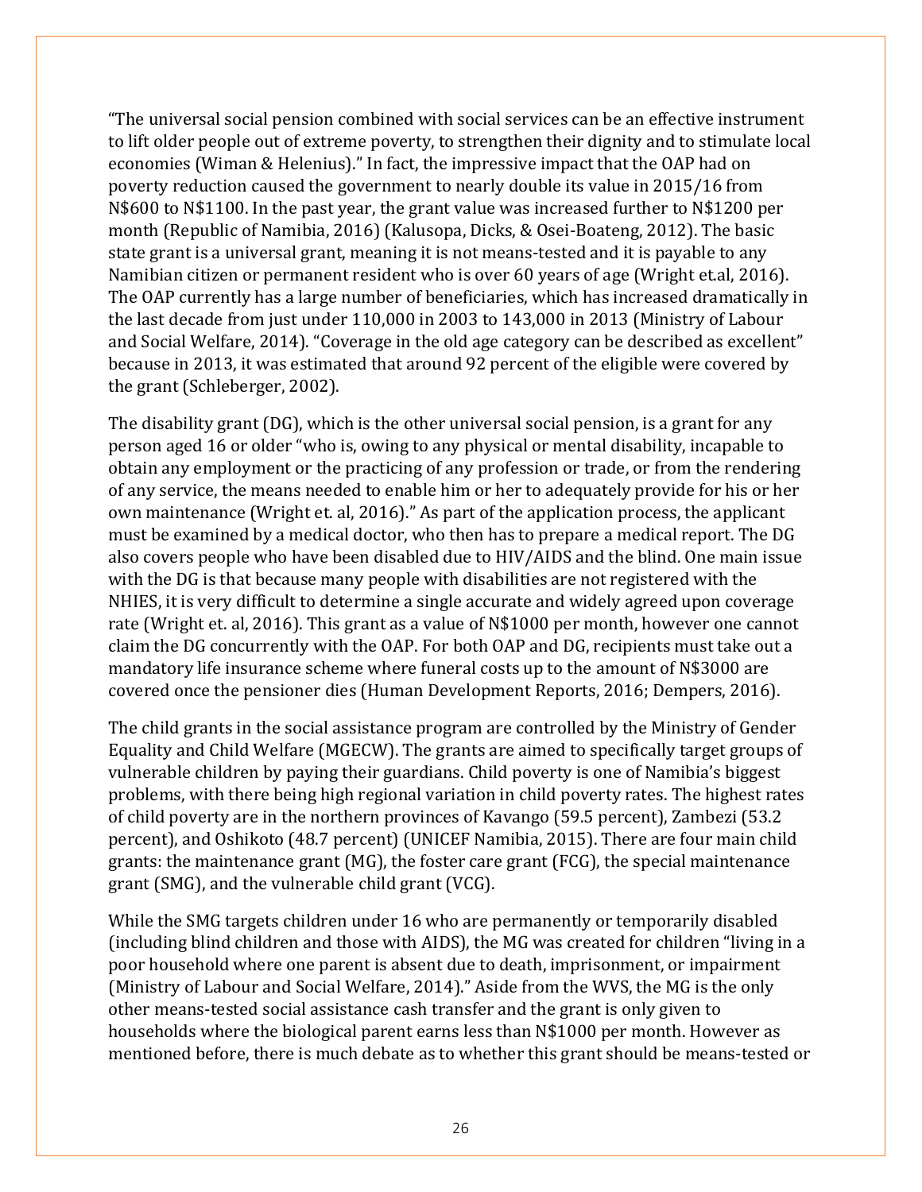"The universal social pension combined with social services can be an effective instrument to lift older people out of extreme poverty, to strengthen their dignity and to stimulate local economies (Wiman & Helenius)." In fact, the impressive impact that the OAP had on poverty reduction caused the government to nearly double its value in 2015/16 from N$600 to N$1100. In the past year, the grant value was increased further to N$1200 per month (Republic of Namibia, 2016) (Kalusopa, Dicks, & Osei-Boateng, 2012). The basic state grant is a universal grant, meaning it is not means-tested and it is payable to any Namibian citizen or permanent resident who is over 60 years of age (Wright et.al, 2016). The OAP currently has a large number of beneficiaries, which has increased dramatically in the last decade from just under 110,000 in 2003 to 143,000 in 2013 (Ministry of Labour and Social Welfare, 2014). "Coverage in the old age category can be described as excellent" because in 2013, it was estimated that around 92 percent of the eligible were covered by the grant (Schleberger, 2002).

The disability grant (DG), which is the other universal social pension, is a grant for any person aged 16 or older "who is, owing to any physical or mental disability, incapable to obtain any employment or the practicing of any profession or trade, or from the rendering of any service, the means needed to enable him or her to adequately provide for his or her own maintenance (Wright et. al, 2016)." As part of the application process, the applicant must be examined by a medical doctor, who then has to prepare a medical report. The DG also covers people who have been disabled due to HIV/AIDS and the blind. One main issue with the DG is that because many people with disabilities are not registered with the NHIES, it is very difficult to determine a single accurate and widely agreed upon coverage rate (Wright et. al, 2016). This grant as a value of N$1000 per month, however one cannot claim the DG concurrently with the OAP. For both OAP and DG, recipients must take out a mandatory life insurance scheme where funeral costs up to the amount of N$3000 are covered once the pensioner dies (Human Development Reports, 2016; Dempers, 2016).

The child grants in the social assistance program are controlled by the Ministry of Gender Equality and Child Welfare (MGECW). The grants are aimed to specifically target groups of vulnerable children by paying their guardians. Child poverty is one of Namibia's biggest problems, with there being high regional variation in child poverty rates. The highest rates of child poverty are in the northern provinces of Kavango (59.5 percent), Zambezi (53.2 percent), and Oshikoto (48.7 percent) (UNICEF Namibia, 2015). There are four main child grants: the maintenance grant (MG), the foster care grant (FCG), the special maintenance grant (SMG), and the vulnerable child grant (VCG).

While the SMG targets children under 16 who are permanently or temporarily disabled (including blind children and those with AIDS), the MG was created for children "living in a poor household where one parent is absent due to death, imprisonment, or impairment (Ministry of Labour and Social Welfare, 2014)." Aside from the WVS, the MG is the only other means-tested social assistance cash transfer and the grant is only given to households where the biological parent earns less than N$1000 per month. However as mentioned before, there is much debate as to whether this grant should be means-tested or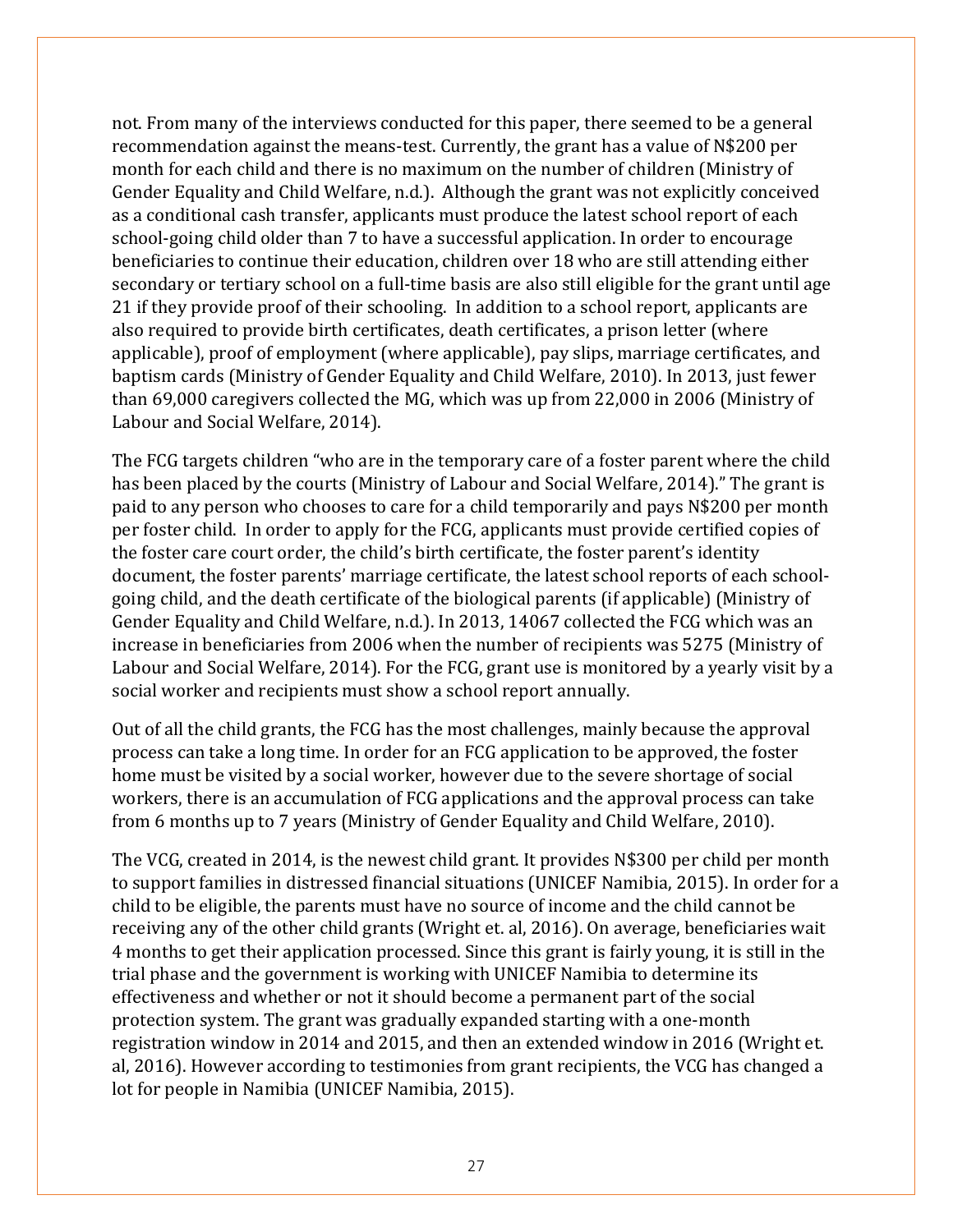not. From many of the interviews conducted for this paper, there seemed to be a general recommendation against the means-test. Currently, the grant has a value of N$200 per month for each child and there is no maximum on the number of children (Ministry of Gender Equality and Child Welfare, n.d.). Although the grant was not explicitly conceived as a conditional cash transfer, applicants must produce the latest school report of each school-going child older than 7 to have a successful application. In order to encourage beneficiaries to continue their education, children over 18 who are still attending either secondary or tertiary school on a full-time basis are also still eligible for the grant until age 21 if they provide proof of their schooling. In addition to a school report, applicants are also required to provide birth certificates, death certificates, a prison letter (where applicable), proof of employment (where applicable), pay slips, marriage certificates, and baptism cards (Ministry of Gender Equality and Child Welfare, 2010). In 2013, just fewer than 69,000 caregivers collected the MG, which was up from 22,000 in 2006 (Ministry of Labour and Social Welfare, 2014).

The FCG targets children "who are in the temporary care of a foster parent where the child has been placed by the courts (Ministry of Labour and Social Welfare, 2014)." The grant is paid to any person who chooses to care for a child temporarily and pays N$200 per month per foster child. In order to apply for the FCG, applicants must provide certified copies of the foster care court order, the child's birth certificate, the foster parent's identity document, the foster parents' marriage certificate, the latest school reports of each school-going child, and the death certificate of the biological parents (if applicable) (Ministry of Gender Equality and Child Welfare, n.d.). In 2013, 14067 collected the FCG which was an increase in beneficiaries from 2006 when the number of recipients was 5275 (Ministry of Labour and Social Welfare, 2014). For the FCG, grant use is monitored by a yearly visit by a social worker and recipients must show a school report annually.

Out of all the child grants, the FCG has the most challenges, mainly because the approval process can take a long time. In order for an FCG application to be approved, the foster home must be visited by a social worker, however due to the severe shortage of social workers, there is an accumulation of FCG applications and the approval process can take from 6 months up to 7 years (Ministry of Gender Equality and Child Welfare, 2010).

The VCG, created in 2014, is the newest child grant. It provides N$300 per child per month to support families in distressed financial situations (UNICEF Namibia, 2015). In order for a child to be eligible, the parents must have no source of income and the child cannot be receiving any of the other child grants (Wright et. al, 2016). On average, beneficiaries wait 4 months to get their application processed. Since this grant is fairly young, it is still in the trial phase and the government is working with UNICEF Namibia to determine its effectiveness and whether or not it should become a permanent part of the social protection system. The grant was gradually expanded starting with a one-month registration window in 2014 and 2015, and then an extended window in 2016 (Wright et. al, 2016). However according to testimonies from grant recipients, the VCG has changed a lot for people in Namibia (UNICEF Namibia, 2015).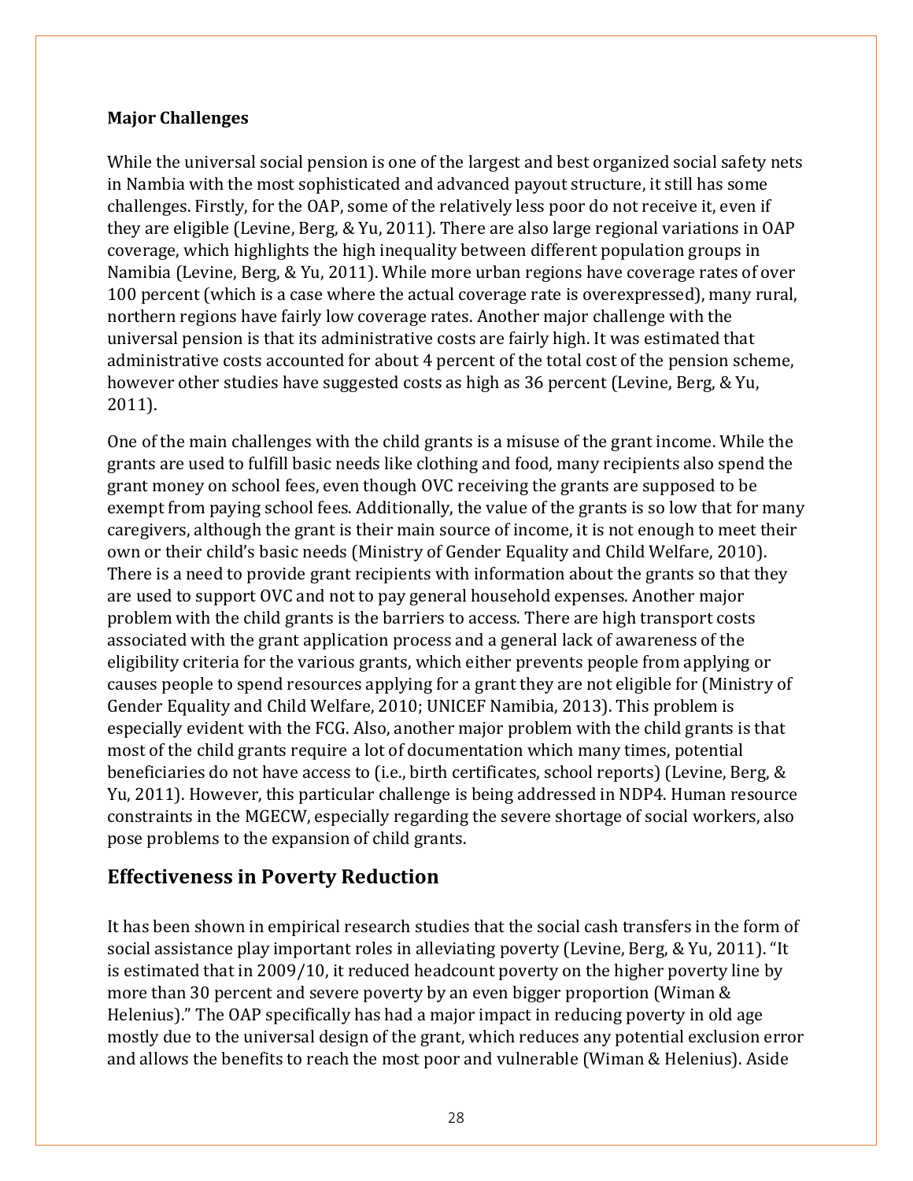**Major Challenges**

While the universal social pension is one of the largest and best organized social safety nets in Nambia with the most sophisticated and advanced payout structure, it still has some challenges. Firstly, for the OAP, some of the relatively less poor do not receive it, even if they are eligible (Levine, Berg, & Yu, 2011). There are also large regional variations in OAP coverage, which highlights the high inequality between different population groups in Namibia (Levine, Berg, & Yu, 2011). While more urban regions have coverage rates of over 100 percent (which is a case where the actual coverage rate is overexpressed), many rural, northern regions have fairly low coverage rates. Another major challenge with the universal pension is that its administrative costs are fairly high. It was estimated that administrative costs accounted for about 4 percent of the total cost of the pension scheme, however other studies have suggested costs as high as 36 percent (Levine, Berg, & Yu, 2011).

One of the main challenges with the child grants is a misuse of the grant income. While the grants are used to fulfill basic needs like clothing and food, many recipients also spend the grant money on school fees, even though OVC receiving the grants are supposed to be exempt from paying school fees. Additionally, the value of the grants is so low that for many caregivers, although the grant is their main source of income, it is not enough to meet their own or their child's basic needs (Ministry of Gender Equality and Child Welfare, 2010). There is a need to provide grant recipients with information about the grants so that they are used to support OVC and not to pay general household expenses. Another major problem with the child grants is the barriers to access. There are high transport costs associated with the grant application process and a general lack of awareness of the eligibility criteria for the various grants, which either prevents people from applying or causes people to spend resources applying for a grant they are not eligible for (Ministry of Gender Equality and Child Welfare, 2010; UNICEF Namibia, 2013). This problem is especially evident with the FCG. Also, another major problem with the child grants is that most of the child grants require a lot of documentation which many times, potential beneficiaries do not have access to (i.e., birth certificates, school reports) (Levine, Berg, & Yu, 2011). However, this particular challenge is being addressed in NDP4. Human resource constraints in the MGECW, especially regarding the severe shortage of social workers, also pose problems to the expansion of child grants.

## Effectiveness in Poverty Reduction

It has been shown in empirical research studies that the social cash transfers in the form of social assistance play important roles in alleviating poverty (Levine, Berg, & Yu, 2011). "It is estimated that in 2009/10, it reduced headcount poverty on the higher poverty line by more than 30 percent and severe poverty by an even bigger proportion (Wiman & Helenius)." The OAP specifically has had a major impact in reducing poverty in old age mostly due to the universal design of the grant, which reduces any potential exclusion error and allows the benefits to reach the most poor and vulnerable (Wiman & Helenius). Aside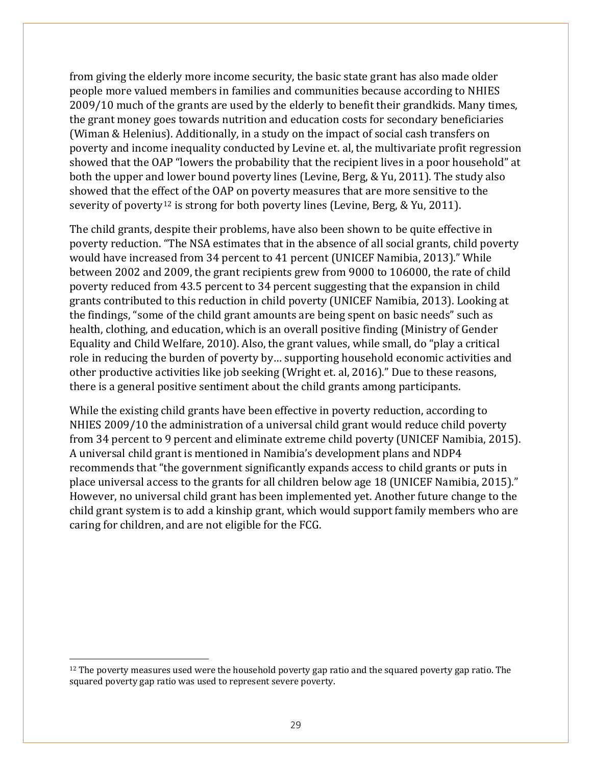from giving the elderly more income security, the basic state grant has also made older people more valued members in families and communities because according to NHIES 2009/10 much of the grants are used by the elderly to benefit their grandkids. Many times, the grant money goes towards nutrition and education costs for secondary beneficiaries (Wiman & Helenius). Additionally, in a study on the impact of social cash transfers on poverty and income inequality conducted by Levine et. al, the multivariate profit regression showed that the OAP "lowers the probability that the recipient lives in a poor household" at both the upper and lower bound poverty lines (Levine, Berg, & Yu, 2011). The study also showed that the effect of the OAP on poverty measures that are more sensitive to the severity of poverty[12] is strong for both poverty lines (Levine, Berg, & Yu, 2011).

The child grants, despite their problems, have also been shown to be quite effective in poverty reduction. "The NSA estimates that in the absence of all social grants, child poverty would have increased from 34 percent to 41 percent (UNICEF Namibia, 2013)." While between 2002 and 2009, the grant recipients grew from 9000 to 106000, the rate of child poverty reduced from 43.5 percent to 34 percent suggesting that the expansion in child grants contributed to this reduction in child poverty (UNICEF Namibia, 2013). Looking at the findings, "some of the child grant amounts are being spent on basic needs" such as health, clothing, and education, which is an overall positive finding (Ministry of Gender Equality and Child Welfare, 2010). Also, the grant values, while small, do "play a critical role in reducing the burden of poverty by… supporting household economic activities and other productive activities like job seeking (Wright et. al, 2016)." Due to these reasons, there is a general positive sentiment about the child grants among participants.

While the existing child grants have been effective in poverty reduction, according to NHIES 2009/10 the administration of a universal child grant would reduce child poverty from 34 percent to 9 percent and eliminate extreme child poverty (UNICEF Namibia, 2015). A universal child grant is mentioned in Namibia's development plans and NDP4 recommends that "the government significantly expands access to child grants or puts in place universal access to the grants for all children below age 18 (UNICEF Namibia, 2015)." However, no universal child grant has been implemented yet. Another future change to the child grant system is to add a kinship grant, which would support family members who are caring for children, and are not eligible for the FCG.

[12] The poverty measures used were the household poverty gap ratio and the squared poverty gap ratio. The squared poverty gap ratio was used to represent severe poverty.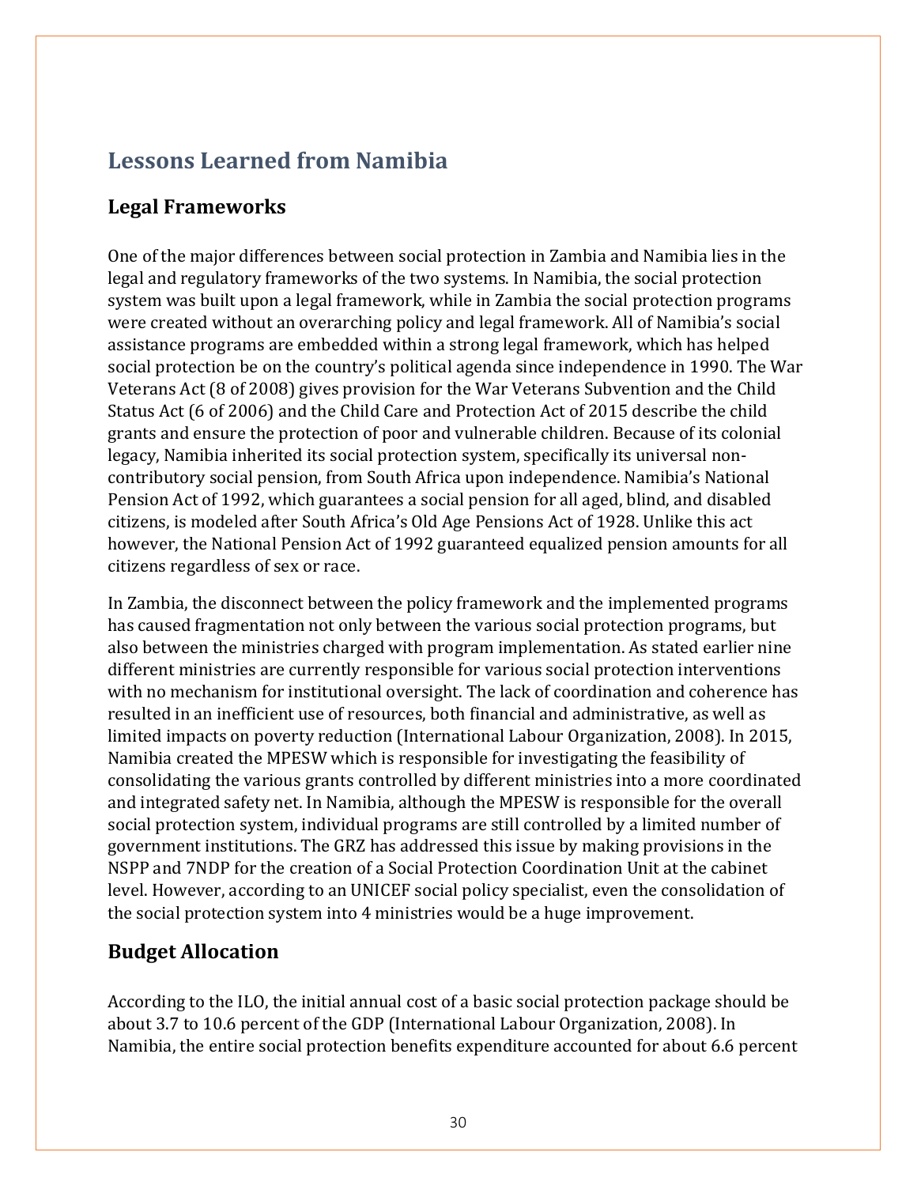# Lessons Learned from Namibia

## Legal Frameworks

One of the major differences between social protection in Zambia and Namibia lies in the legal and regulatory frameworks of the two systems. In Namibia, the social protection system was built upon a legal framework, while in Zambia the social protection programs were created without an overarching policy and legal framework. All of Namibia's social assistance programs are embedded within a strong legal framework, which has helped social protection be on the country's political agenda since independence in 1990. The War Veterans Act (8 of 2008) gives provision for the War Veterans Subvention and the Child Status Act (6 of 2006) and the Child Care and Protection Act of 2015 describe the child grants and ensure the protection of poor and vulnerable children. Because of its colonial legacy, Namibia inherited its social protection system, specifically its universal non-contributory social pension, from South Africa upon independence. Namibia's National Pension Act of 1992, which guarantees a social pension for all aged, blind, and disabled citizens, is modeled after South Africa's Old Age Pensions Act of 1928. Unlike this act however, the National Pension Act of 1992 guaranteed equalized pension amounts for all citizens regardless of sex or race.

In Zambia, the disconnect between the policy framework and the implemented programs has caused fragmentation not only between the various social protection programs, but also between the ministries charged with program implementation. As stated earlier nine different ministries are currently responsible for various social protection interventions with no mechanism for institutional oversight. The lack of coordination and coherence has resulted in an inefficient use of resources, both financial and administrative, as well as limited impacts on poverty reduction (International Labour Organization, 2008). In 2015, Namibia created the MPESW which is responsible for investigating the feasibility of consolidating the various grants controlled by different ministries into a more coordinated and integrated safety net. In Namibia, although the MPESW is responsible for the overall social protection system, individual programs are still controlled by a limited number of government institutions. The GRZ has addressed this issue by making provisions in the NSPP and 7NDP for the creation of a Social Protection Coordination Unit at the cabinet level. However, according to an UNICEF social policy specialist, even the consolidation of the social protection system into 4 ministries would be a huge improvement.

## Budget Allocation

According to the ILO, the initial annual cost of a basic social protection package should be about 3.7 to 10.6 percent of the GDP (International Labour Organization, 2008). In Namibia, the entire social protection benefits expenditure accounted for about 6.6 percent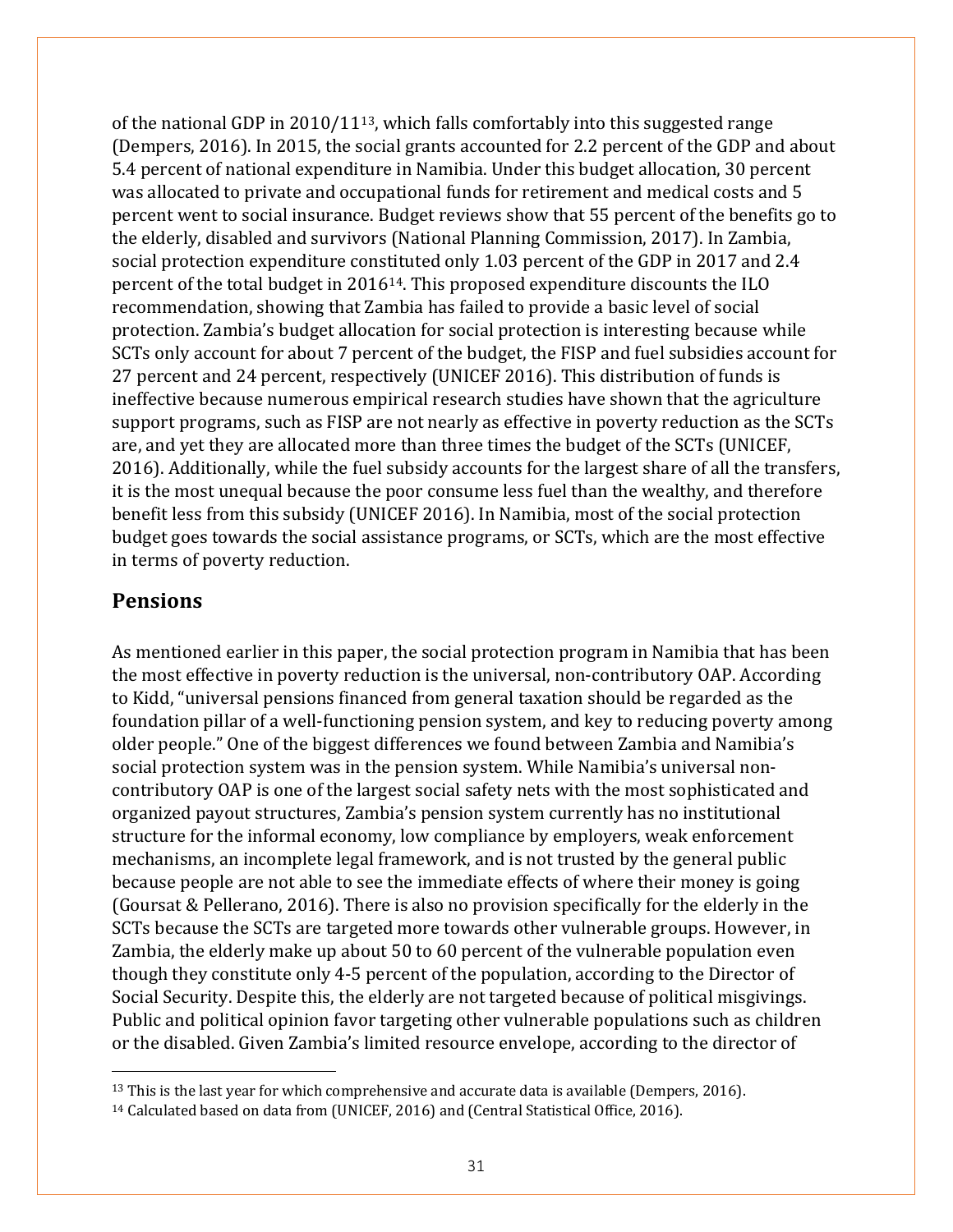of the national GDP in 2010/11[13], which falls comfortably into this suggested range (Dempers, 2016). In 2015, the social grants accounted for 2.2 percent of the GDP and about 5.4 percent of national expenditure in Namibia. Under this budget allocation, 30 percent was allocated to private and occupational funds for retirement and medical costs and 5 percent went to social insurance. Budget reviews show that 55 percent of the benefits go to the elderly, disabled and survivors (National Planning Commission, 2017). In Zambia, social protection expenditure constituted only 1.03 percent of the GDP in 2017 and 2.4 percent of the total budget in 2016[14]. This proposed expenditure discounts the ILO recommendation, showing that Zambia has failed to provide a basic level of social protection. Zambia's budget allocation for social protection is interesting because while SCTs only account for about 7 percent of the budget, the FISP and fuel subsidies account for 27 percent and 24 percent, respectively (UNICEF 2016). This distribution of funds is ineffective because numerous empirical research studies have shown that the agriculture support programs, such as FISP are not nearly as effective in poverty reduction as the SCTs are, and yet they are allocated more than three times the budget of the SCTs (UNICEF, 2016). Additionally, while the fuel subsidy accounts for the largest share of all the transfers, it is the most unequal because the poor consume less fuel than the wealthy, and therefore benefit less from this subsidy (UNICEF 2016). In Namibia, most of the social protection budget goes towards the social assistance programs, or SCTs, which are the most effective in terms of poverty reduction.

## Pensions

As mentioned earlier in this paper, the social protection program in Namibia that has been the most effective in poverty reduction is the universal, non-contributory OAP. According to Kidd, "universal pensions financed from general taxation should be regarded as the foundation pillar of a well-functioning pension system, and key to reducing poverty among older people." One of the biggest differences we found between Zambia and Namibia's social protection system was in the pension system. While Namibia's universal non-contributory OAP is one of the largest social safety nets with the most sophisticated and organized payout structures, Zambia's pension system currently has no institutional structure for the informal economy, low compliance by employers, weak enforcement mechanisms, an incomplete legal framework, and is not trusted by the general public because people are not able to see the immediate effects of where their money is going (Goursat & Pellerano, 2016). There is also no provision specifically for the elderly in the SCTs because the SCTs are targeted more towards other vulnerable groups. However, in Zambia, the elderly make up about 50 to 60 percent of the vulnerable population even though they constitute only 4-5 percent of the population, according to the Director of Social Security. Despite this, the elderly are not targeted because of political misgivings. Public and political opinion favor targeting other vulnerable populations such as children or the disabled. Given Zambia's limited resource envelope, according to the director of

---

[13] This is the last year for which comprehensive and accurate data is available (Dempers, 2016).

[14] Calculated based on data from (UNICEF, 2016) and (Central Statistical Office, 2016).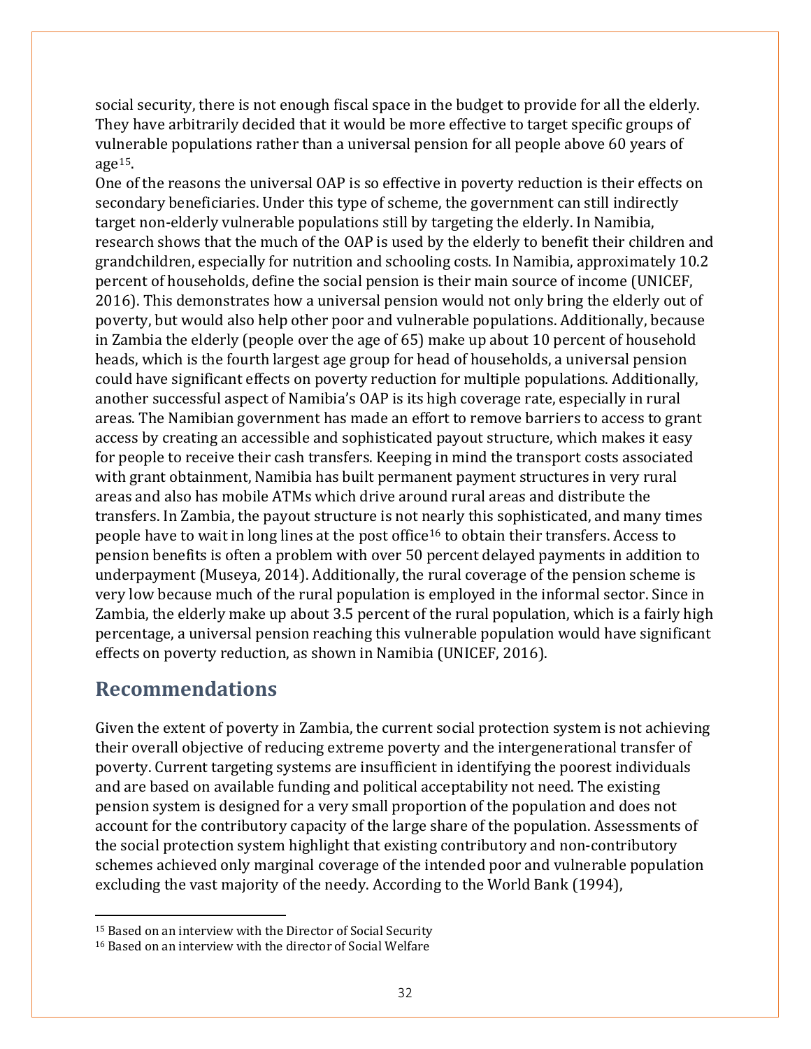social security, there is not enough fiscal space in the budget to provide for all the elderly. They have arbitrarily decided that it would be more effective to target specific groups of vulnerable populations rather than a universal pension for all people above 60 years of age[15].

One of the reasons the universal OAP is so effective in poverty reduction is their effects on secondary beneficiaries. Under this type of scheme, the government can still indirectly target non-elderly vulnerable populations still by targeting the elderly. In Namibia, research shows that the much of the OAP is used by the elderly to benefit their children and grandchildren, especially for nutrition and schooling costs. In Namibia, approximately 10.2 percent of households, define the social pension is their main source of income (UNICEF, 2016). This demonstrates how a universal pension would not only bring the elderly out of poverty, but would also help other poor and vulnerable populations. Additionally, because in Zambia the elderly (people over the age of 65) make up about 10 percent of household heads, which is the fourth largest age group for head of households, a universal pension could have significant effects on poverty reduction for multiple populations. Additionally, another successful aspect of Namibia's OAP is its high coverage rate, especially in rural areas. The Namibian government has made an effort to remove barriers to access to grant access by creating an accessible and sophisticated payout structure, which makes it easy for people to receive their cash transfers. Keeping in mind the transport costs associated with grant obtainment, Namibia has built permanent payment structures in very rural areas and also has mobile ATMs which drive around rural areas and distribute the transfers. In Zambia, the payout structure is not nearly this sophisticated, and many times people have to wait in long lines at the post office[16] to obtain their transfers. Access to pension benefits is often a problem with over 50 percent delayed payments in addition to underpayment (Museya, 2014). Additionally, the rural coverage of the pension scheme is very low because much of the rural population is employed in the informal sector. Since in Zambia, the elderly make up about 3.5 percent of the rural population, which is a fairly high percentage, a universal pension reaching this vulnerable population would have significant effects on poverty reduction, as shown in Namibia (UNICEF, 2016).

## Recommendations

Given the extent of poverty in Zambia, the current social protection system is not achieving their overall objective of reducing extreme poverty and the intergenerational transfer of poverty. Current targeting systems are insufficient in identifying the poorest individuals and are based on available funding and political acceptability not need. The existing pension system is designed for a very small proportion of the population and does not account for the contributory capacity of the large share of the population. Assessments of the social protection system highlight that existing contributory and non-contributory schemes achieved only marginal coverage of the intended poor and vulnerable population excluding the vast majority of the needy. According to the World Bank (1994),

---

[15] Based on an interview with the Director of Social Security

[16] Based on an interview with the director of Social Welfare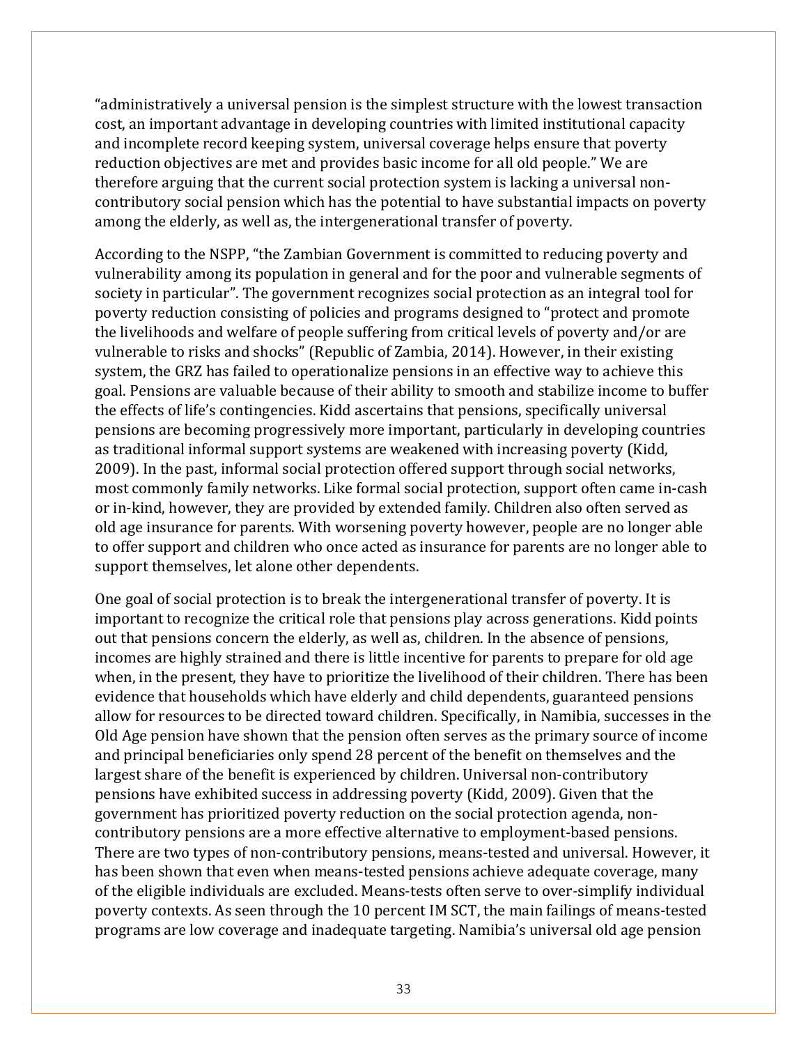"administratively a universal pension is the simplest structure with the lowest transaction cost, an important advantage in developing countries with limited institutional capacity and incomplete record keeping system, universal coverage helps ensure that poverty reduction objectives are met and provides basic income for all old people." We are therefore arguing that the current social protection system is lacking a universal non-contributory social pension which has the potential to have substantial impacts on poverty among the elderly, as well as, the intergenerational transfer of poverty.

According to the NSPP, "the Zambian Government is committed to reducing poverty and vulnerability among its population in general and for the poor and vulnerable segments of society in particular". The government recognizes social protection as an integral tool for poverty reduction consisting of policies and programs designed to "protect and promote the livelihoods and welfare of people suffering from critical levels of poverty and/or are vulnerable to risks and shocks" (Republic of Zambia, 2014). However, in their existing system, the GRZ has failed to operationalize pensions in an effective way to achieve this goal. Pensions are valuable because of their ability to smooth and stabilize income to buffer the effects of life's contingencies. Kidd ascertains that pensions, specifically universal pensions are becoming progressively more important, particularly in developing countries as traditional informal support systems are weakened with increasing poverty (Kidd, 2009). In the past, informal social protection offered support through social networks, most commonly family networks. Like formal social protection, support often came in-cash or in-kind, however, they are provided by extended family. Children also often served as old age insurance for parents. With worsening poverty however, people are no longer able to offer support and children who once acted as insurance for parents are no longer able to support themselves, let alone other dependents.

One goal of social protection is to break the intergenerational transfer of poverty. It is important to recognize the critical role that pensions play across generations. Kidd points out that pensions concern the elderly, as well as, children. In the absence of pensions, incomes are highly strained and there is little incentive for parents to prepare for old age when, in the present, they have to prioritize the livelihood of their children. There has been evidence that households which have elderly and child dependents, guaranteed pensions allow for resources to be directed toward children. Specifically, in Namibia, successes in the Old Age pension have shown that the pension often serves as the primary source of income and principal beneficiaries only spend 28 percent of the benefit on themselves and the largest share of the benefit is experienced by children. Universal non-contributory pensions have exhibited success in addressing poverty (Kidd, 2009). Given that the government has prioritized poverty reduction on the social protection agenda, non-contributory pensions are a more effective alternative to employment-based pensions. There are two types of non-contributory pensions, means-tested and universal. However, it has been shown that even when means-tested pensions achieve adequate coverage, many of the eligible individuals are excluded. Means-tests often serve to over-simplify individual poverty contexts. As seen through the 10 percent IM SCT, the main failings of means-tested programs are low coverage and inadequate targeting. Namibia's universal old age pension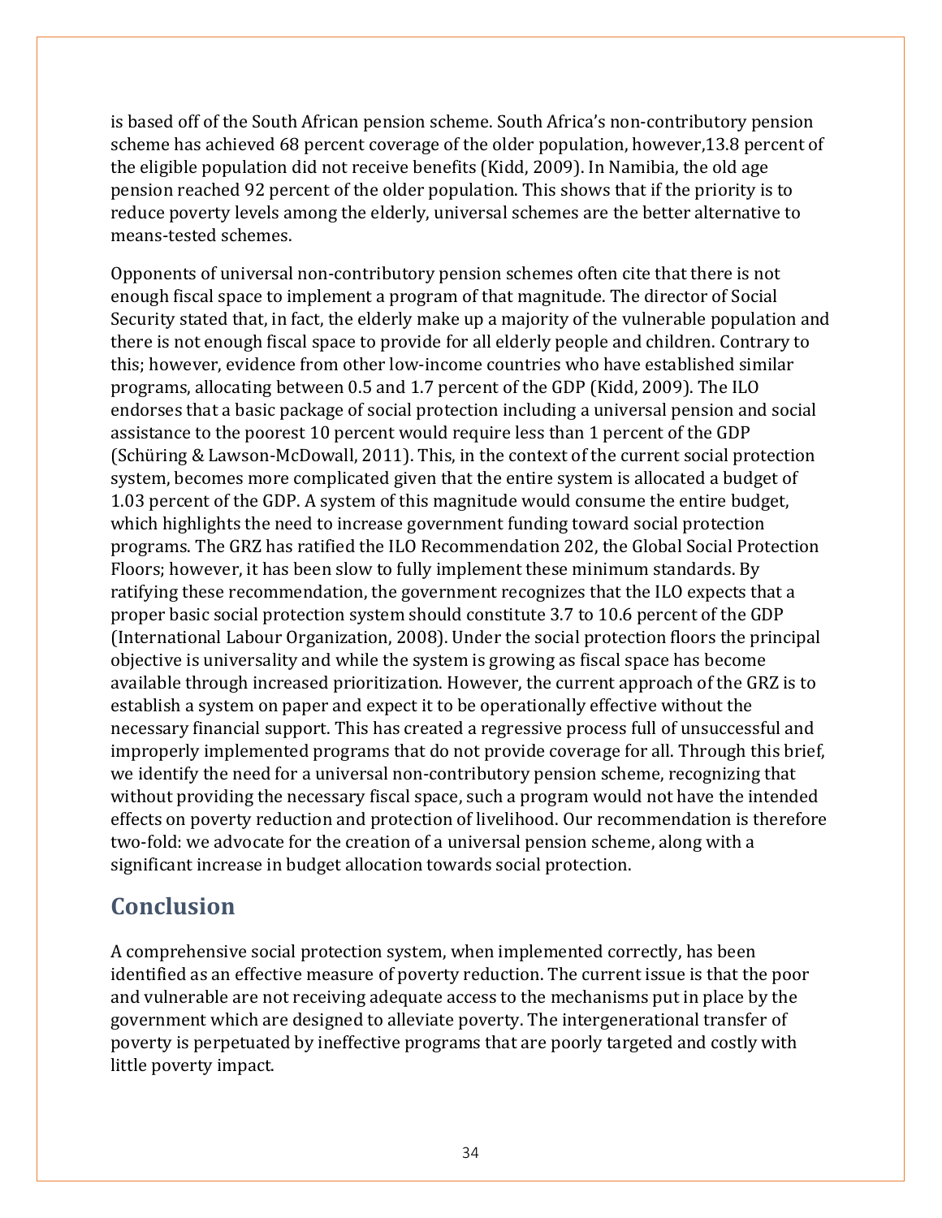is based off of the South African pension scheme. South Africa's non-contributory pension scheme has achieved 68 percent coverage of the older population, however,13.8 percent of the eligible population did not receive benefits (Kidd, 2009). In Namibia, the old age pension reached 92 percent of the older population. This shows that if the priority is to reduce poverty levels among the elderly, universal schemes are the better alternative to means-tested schemes.

Opponents of universal non-contributory pension schemes often cite that there is not enough fiscal space to implement a program of that magnitude. The director of Social Security stated that, in fact, the elderly make up a majority of the vulnerable population and there is not enough fiscal space to provide for all elderly people and children. Contrary to this; however, evidence from other low-income countries who have established similar programs, allocating between 0.5 and 1.7 percent of the GDP (Kidd, 2009). The ILO endorses that a basic package of social protection including a universal pension and social assistance to the poorest 10 percent would require less than 1 percent of the GDP (Schüring & Lawson-McDowall, 2011). This, in the context of the current social protection system, becomes more complicated given that the entire system is allocated a budget of 1.03 percent of the GDP. A system of this magnitude would consume the entire budget, which highlights the need to increase government funding toward social protection programs. The GRZ has ratified the ILO Recommendation 202, the Global Social Protection Floors; however, it has been slow to fully implement these minimum standards. By ratifying these recommendation, the government recognizes that the ILO expects that a proper basic social protection system should constitute 3.7 to 10.6 percent of the GDP (International Labour Organization, 2008). Under the social protection floors the principal objective is universality and while the system is growing as fiscal space has become available through increased prioritization. However, the current approach of the GRZ is to establish a system on paper and expect it to be operationally effective without the necessary financial support. This has created a regressive process full of unsuccessful and improperly implemented programs that do not provide coverage for all. Through this brief, we identify the need for a universal non-contributory pension scheme, recognizing that without providing the necessary fiscal space, such a program would not have the intended effects on poverty reduction and protection of livelihood. Our recommendation is therefore two-fold: we advocate for the creation of a universal pension scheme, along with a significant increase in budget allocation towards social protection.

## Conclusion

A comprehensive social protection system, when implemented correctly, has been identified as an effective measure of poverty reduction. The current issue is that the poor and vulnerable are not receiving adequate access to the mechanisms put in place by the government which are designed to alleviate poverty. The intergenerational transfer of poverty is perpetuated by ineffective programs that are poorly targeted and costly with little poverty impact.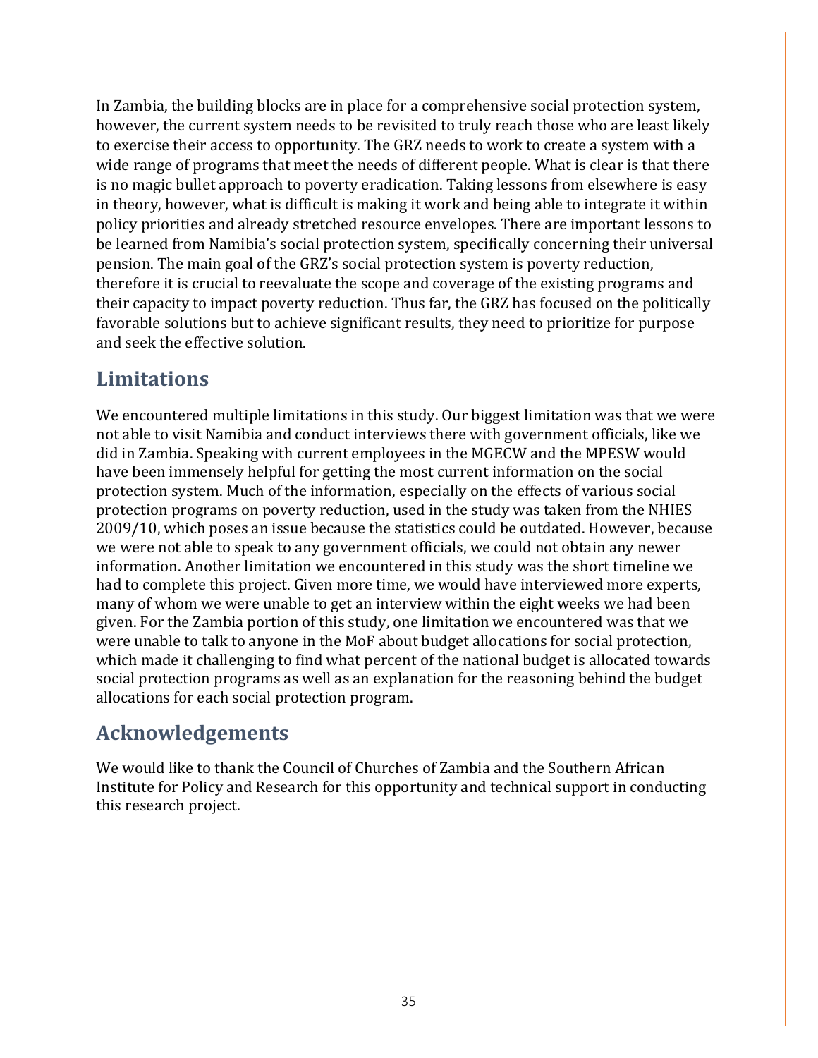In Zambia, the building blocks are in place for a comprehensive social protection system, however, the current system needs to be revisited to truly reach those who are least likely to exercise their access to opportunity. The GRZ needs to work to create a system with a wide range of programs that meet the needs of different people. What is clear is that there is no magic bullet approach to poverty eradication. Taking lessons from elsewhere is easy in theory, however, what is difficult is making it work and being able to integrate it within policy priorities and already stretched resource envelopes. There are important lessons to be learned from Namibia's social protection system, specifically concerning their universal pension. The main goal of the GRZ's social protection system is poverty reduction, therefore it is crucial to reevaluate the scope and coverage of the existing programs and their capacity to impact poverty reduction. Thus far, the GRZ has focused on the politically favorable solutions but to achieve significant results, they need to prioritize for purpose and seek the effective solution.

## Limitations

We encountered multiple limitations in this study. Our biggest limitation was that we were not able to visit Namibia and conduct interviews there with government officials, like we did in Zambia. Speaking with current employees in the MGECW and the MPESW would have been immensely helpful for getting the most current information on the social protection system. Much of the information, especially on the effects of various social protection programs on poverty reduction, used in the study was taken from the NHIES 2009/10, which poses an issue because the statistics could be outdated. However, because we were not able to speak to any government officials, we could not obtain any newer information. Another limitation we encountered in this study was the short timeline we had to complete this project. Given more time, we would have interviewed more experts, many of whom we were unable to get an interview within the eight weeks we had been given. For the Zambia portion of this study, one limitation we encountered was that we were unable to talk to anyone in the MoF about budget allocations for social protection, which made it challenging to find what percent of the national budget is allocated towards social protection programs as well as an explanation for the reasoning behind the budget allocations for each social protection program.

## Acknowledgements

We would like to thank the Council of Churches of Zambia and the Southern African Institute for Policy and Research for this opportunity and technical support in conducting this research project.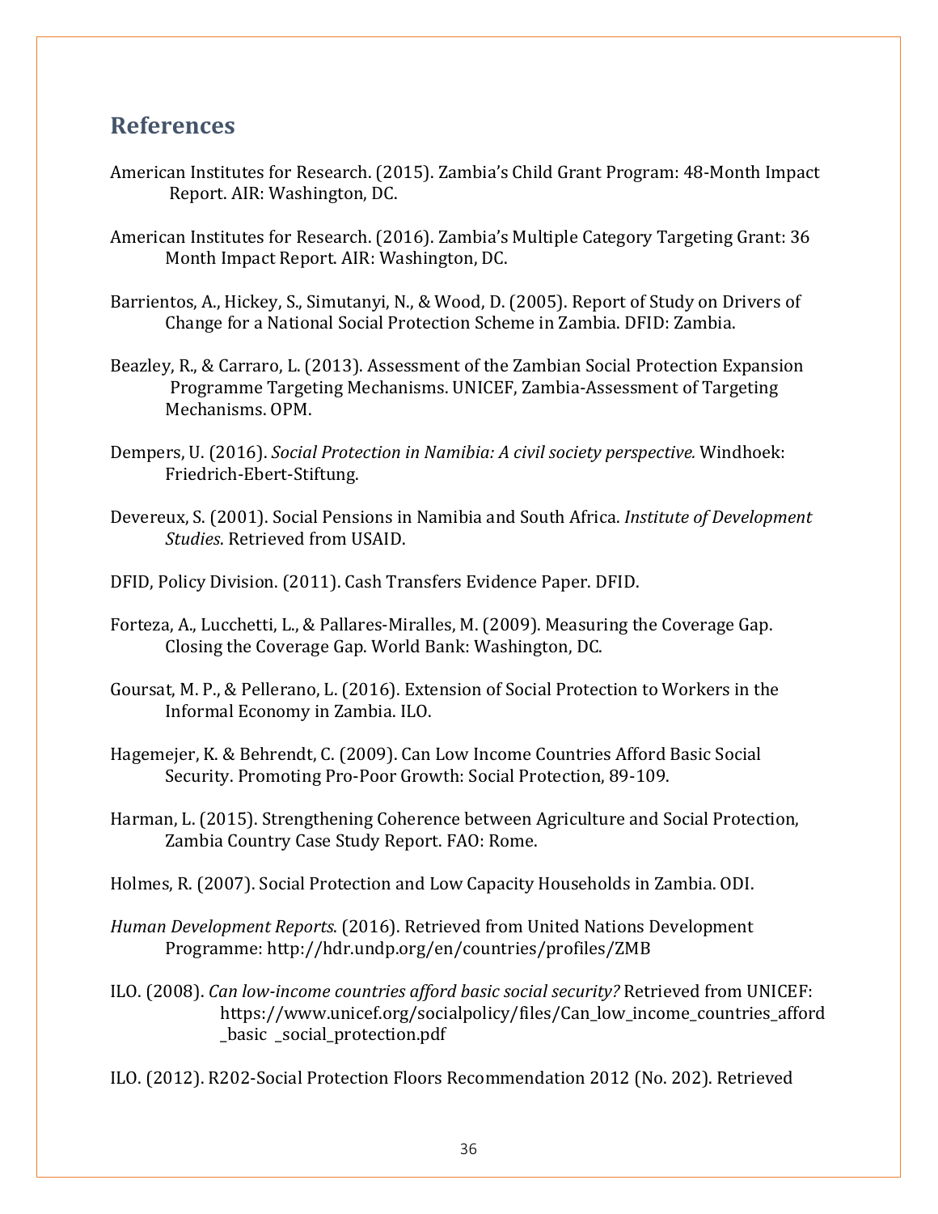## References

American Institutes for Research. (2015). Zambia's Child Grant Program: 48-Month Impact Report. AIR: Washington, DC.

American Institutes for Research. (2016). Zambia's Multiple Category Targeting Grant: 36 Month Impact Report. AIR: Washington, DC.

Barrientos, A., Hickey, S., Simutanyi, N., & Wood, D. (2005). Report of Study on Drivers of Change for a National Social Protection Scheme in Zambia. DFID: Zambia.

Beazley, R., & Carraro, L. (2013). Assessment of the Zambian Social Protection Expansion Programme Targeting Mechanisms. UNICEF, Zambia-Assessment of Targeting Mechanisms. OPM.

Dempers, U. (2016). *Social Protection in Namibia: A civil society perspective.* Windhoek: Friedrich-Ebert-Stiftung.

Devereux, S. (2001). Social Pensions in Namibia and South Africa. *Institute of Development Studies*. Retrieved from USAID.

DFID, Policy Division. (2011). Cash Transfers Evidence Paper. DFID.

Forteza, A., Lucchetti, L., & Pallares-Miralles, M. (2009). Measuring the Coverage Gap. Closing the Coverage Gap. World Bank: Washington, DC.

Goursat, M. P., & Pellerano, L. (2016). Extension of Social Protection to Workers in the Informal Economy in Zambia. ILO.

Hagemejer, K. & Behrendt, C. (2009). Can Low Income Countries Afford Basic Social Security. Promoting Pro-Poor Growth: Social Protection, 89-109.

Harman, L. (2015). Strengthening Coherence between Agriculture and Social Protection, Zambia Country Case Study Report. FAO: Rome.

Holmes, R. (2007). Social Protection and Low Capacity Households in Zambia. ODI.

*Human Development Reports*. (2016). Retrieved from United Nations Development Programme: http://hdr.undp.org/en/countries/profiles/ZMB

ILO. (2008). *Can low-income countries afford basic social security?* Retrieved from UNICEF: https://www.unicef.org/socialpolicy/files/Can_low_income_countries_afford_basic _social_protection.pdf

ILO. (2012). R202-Social Protection Floors Recommendation 2012 (No. 202). Retrieved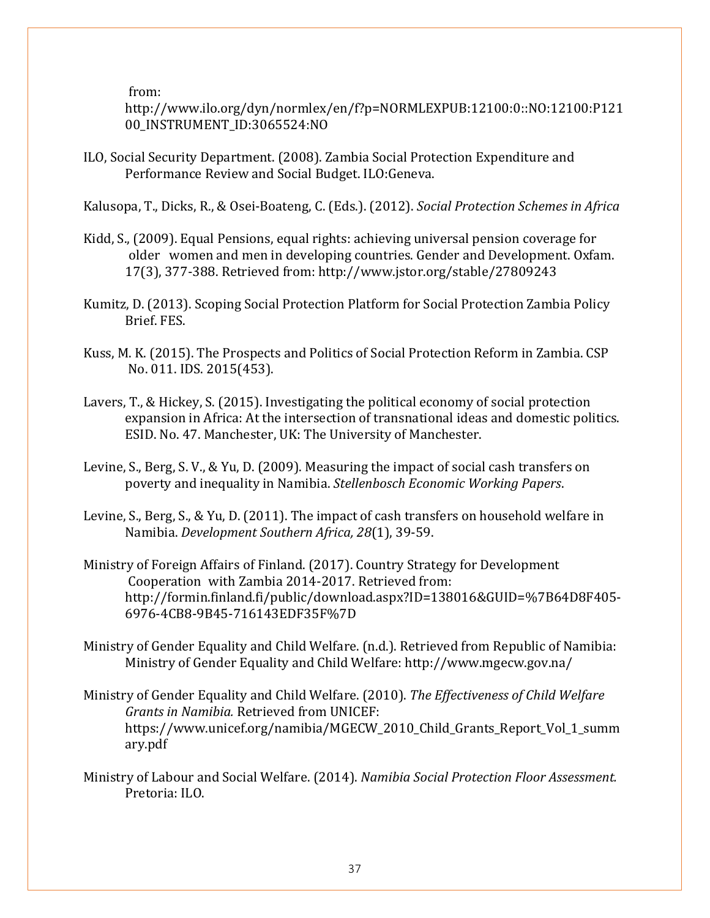from: http://www.ilo.org/dyn/normlex/en/f?p=NORMLEXPUB:12100:0::NO:12100:P12100_INSTRUMENT_ID:3065524:NO

ILO, Social Security Department. (2008). Zambia Social Protection Expenditure and Performance Review and Social Budget. ILO:Geneva.

Kalusopa, T., Dicks, R., & Osei-Boateng, C. (Eds.). (2012). *Social Protection Schemes in Africa*

Kidd, S., (2009). Equal Pensions, equal rights: achieving universal pension coverage for older women and men in developing countries. Gender and Development. Oxfam. 17(3), 377-388. Retrieved from: http://www.jstor.org/stable/27809243

Kumitz, D. (2013). Scoping Social Protection Platform for Social Protection Zambia Policy Brief. FES.

Kuss, M. K. (2015). The Prospects and Politics of Social Protection Reform in Zambia. CSP No. 011. IDS. 2015(453).

Lavers, T., & Hickey, S. (2015). Investigating the political economy of social protection expansion in Africa: At the intersection of transnational ideas and domestic politics. ESID. No. 47. Manchester, UK: The University of Manchester.

Levine, S., Berg, S. V., & Yu, D. (2009). Measuring the impact of social cash transfers on poverty and inequality in Namibia. *Stellenbosch Economic Working Papers*.

Levine, S., Berg, S., & Yu, D. (2011). The impact of cash transfers on household welfare in Namibia. *Development Southern Africa, 28*(1), 39-59.

Ministry of Foreign Affairs of Finland. (2017). Country Strategy for Development Cooperation with Zambia 2014-2017. Retrieved from: http://formin.finland.fi/public/download.aspx?ID=138016&GUID=%7B64D8F405-6976-4CB8-9B45-716143EDF35F%7D

Ministry of Gender Equality and Child Welfare. (n.d.). Retrieved from Republic of Namibia: Ministry of Gender Equality and Child Welfare: http://www.mgecw.gov.na/

Ministry of Gender Equality and Child Welfare. (2010). *The Effectiveness of Child Welfare Grants in Namibia.* Retrieved from UNICEF: https://www.unicef.org/namibia/MGECW_2010_Child_Grants_Report_Vol_1_summary.pdf

Ministry of Labour and Social Welfare. (2014). *Namibia Social Protection Floor Assessment.* Pretoria: ILO.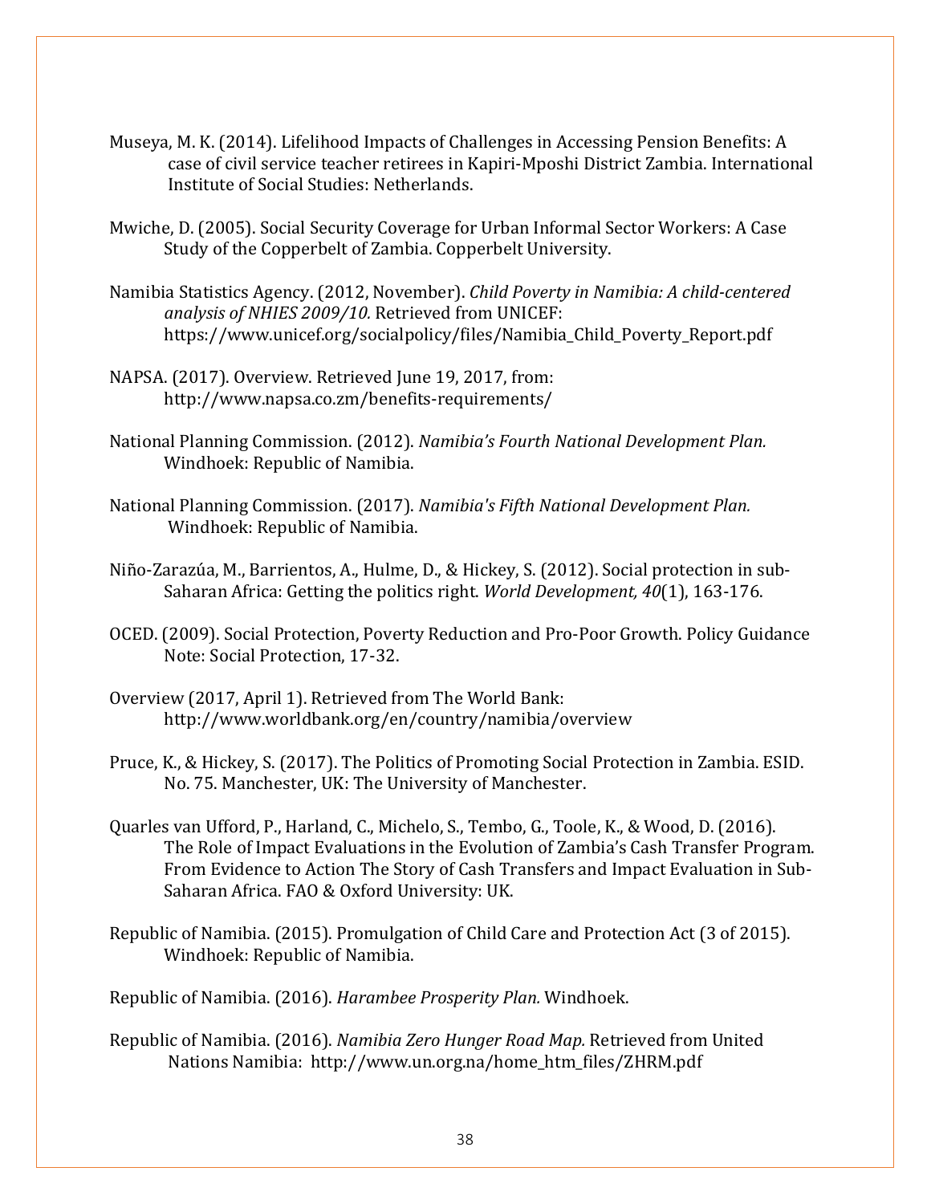Museya, M. K. (2014). Lifelihood Impacts of Challenges in Accessing Pension Benefits: A case of civil service teacher retirees in Kapiri-Mposhi District Zambia. International Institute of Social Studies: Netherlands.

Mwiche, D. (2005). Social Security Coverage for Urban Informal Sector Workers: A Case Study of the Copperbelt of Zambia. Copperbelt University.

Namibia Statistics Agency. (2012, November). *Child Poverty in Namibia: A child-centered analysis of NHIES 2009/10.* Retrieved from UNICEF: https://www.unicef.org/socialpolicy/files/Namibia_Child_Poverty_Report.pdf

NAPSA. (2017). Overview. Retrieved June 19, 2017, from: http://www.napsa.co.zm/benefits-requirements/

National Planning Commission. (2012). *Namibia's Fourth National Development Plan.* Windhoek: Republic of Namibia.

National Planning Commission. (2017). *Namibia's Fifth National Development Plan.* Windhoek: Republic of Namibia.

Niño-Zarazúa, M., Barrientos, A., Hulme, D., & Hickey, S. (2012). Social protection in sub-Saharan Africa: Getting the politics right. *World Development, 40*(1), 163-176.

OCED. (2009). Social Protection, Poverty Reduction and Pro-Poor Growth. Policy Guidance Note: Social Protection, 17-32.

Overview (2017, April 1). Retrieved from The World Bank: http://www.worldbank.org/en/country/namibia/overview

Pruce, K., & Hickey, S. (2017). The Politics of Promoting Social Protection in Zambia. ESID. No. 75. Manchester, UK: The University of Manchester.

Quarles van Ufford, P., Harland, C., Michelo, S., Tembo, G., Toole, K., & Wood, D. (2016). The Role of Impact Evaluations in the Evolution of Zambia's Cash Transfer Program. From Evidence to Action The Story of Cash Transfers and Impact Evaluation in Sub-Saharan Africa. FAO & Oxford University: UK.

Republic of Namibia. (2015). Promulgation of Child Care and Protection Act (3 of 2015). Windhoek: Republic of Namibia.

Republic of Namibia. (2016). *Harambee Prosperity Plan.* Windhoek.

Republic of Namibia. (2016). *Namibia Zero Hunger Road Map.* Retrieved from United Nations Namibia: http://www.un.org.na/home_htm_files/ZHRM.pdf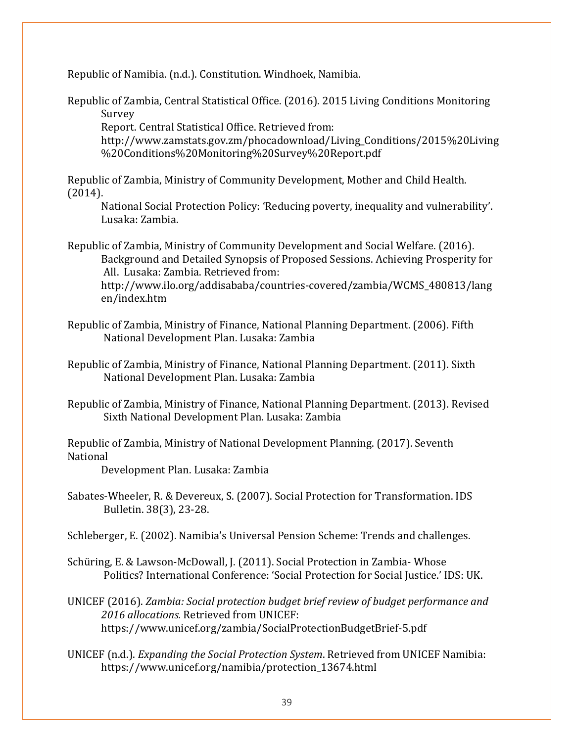Republic of Namibia. (n.d.). Constitution. Windhoek, Namibia.

Republic of Zambia, Central Statistical Office. (2016). 2015 Living Conditions Monitoring Survey Report. Central Statistical Office. Retrieved from: http://www.zamstats.gov.zm/phocadownload/Living_Conditions/2015%20Living%20Conditions%20Monitoring%20Survey%20Report.pdf

Republic of Zambia, Ministry of Community Development, Mother and Child Health. (2014). National Social Protection Policy: 'Reducing poverty, inequality and vulnerability'. Lusaka: Zambia.

Republic of Zambia, Ministry of Community Development and Social Welfare. (2016). Background and Detailed Synopsis of Proposed Sessions. Achieving Prosperity for All. Lusaka: Zambia. Retrieved from: http://www.ilo.org/addisababa/countries-covered/zambia/WCMS_480813/lang en/index.htm

Republic of Zambia, Ministry of Finance, National Planning Department. (2006). Fifth National Development Plan. Lusaka: Zambia

Republic of Zambia, Ministry of Finance, National Planning Department. (2011). Sixth National Development Plan. Lusaka: Zambia

Republic of Zambia, Ministry of Finance, National Planning Department. (2013). Revised Sixth National Development Plan. Lusaka: Zambia

Republic of Zambia, Ministry of National Development Planning. (2017). Seventh National Development Plan. Lusaka: Zambia

Sabates-Wheeler, R. & Devereux, S. (2007). Social Protection for Transformation. IDS Bulletin. 38(3), 23-28.

Schleberger, E. (2002). Namibia's Universal Pension Scheme: Trends and challenges.

Schüring, E. & Lawson-McDowall, J. (2011). Social Protection in Zambia- Whose Politics? International Conference: 'Social Protection for Social Justice.' IDS: UK.

UNICEF (2016). *Zambia: Social protection budget brief review of budget performance and 2016 allocations.* Retrieved from UNICEF: https://www.unicef.org/zambia/SocialProtectionBudgetBrief-5.pdf

UNICEF (n.d.). *Expanding the Social Protection System*. Retrieved from UNICEF Namibia: https://www.unicef.org/namibia/protection_13674.html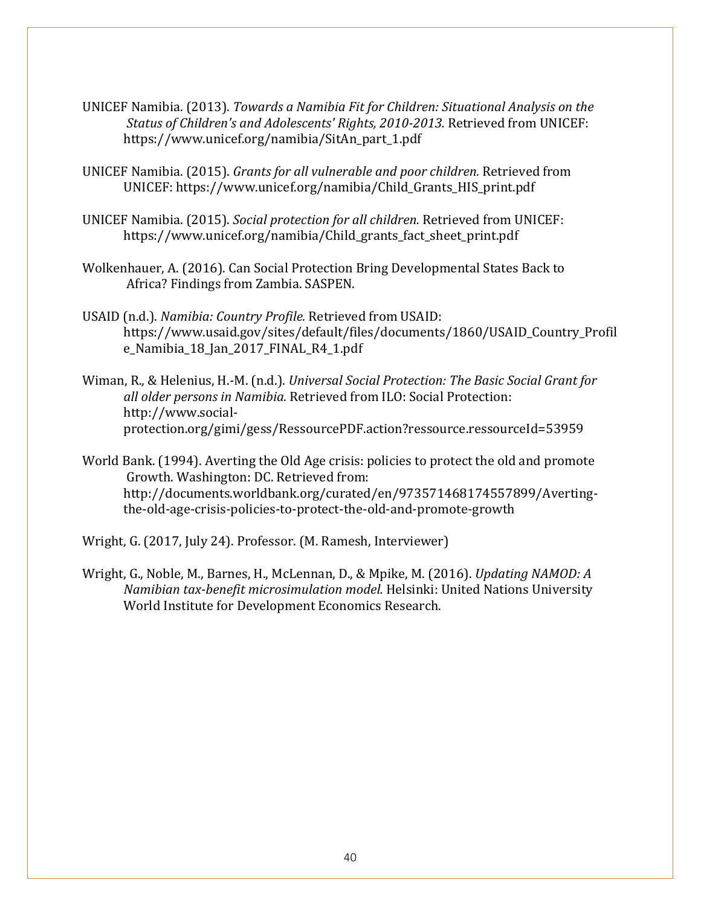UNICEF Namibia. (2013). *Towards a Namibia Fit for Children: Situational Analysis on the Status of Children's and Adolescents' Rights, 2010-2013.* Retrieved from UNICEF: https://www.unicef.org/namibia/SitAn_part_1.pdf

UNICEF Namibia. (2015). *Grants for all vulnerable and poor children.* Retrieved from UNICEF: https://www.unicef.org/namibia/Child_Grants_HIS_print.pdf

UNICEF Namibia. (2015). *Social protection for all children.* Retrieved from UNICEF: https://www.unicef.org/namibia/Child_grants_fact_sheet_print.pdf

Wolkenhauer, A. (2016). Can Social Protection Bring Developmental States Back to Africa? Findings from Zambia. SASPEN.

USAID (n.d.). *Namibia: Country Profile.* Retrieved from USAID: https://www.usaid.gov/sites/default/files/documents/1860/USAID_Country_Profile_Namibia_18_Jan_2017_FINAL_R4_1.pdf

Wiman, R., & Helenius, H.-M. (n.d.). *Universal Social Protection: The Basic Social Grant for all older persons in Namibia.* Retrieved from ILO: Social Protection: http://www.social-protection.org/gimi/gess/RessourcePDF.action?ressource.ressourceId=53959

World Bank. (1994). Averting the Old Age crisis: policies to protect the old and promote Growth. Washington: DC. Retrieved from: http://documents.worldbank.org/curated/en/973571468174557899/Averting-the-old-age-crisis-policies-to-protect-the-old-and-promote-growth

Wright, G. (2017, July 24). Professor. (M. Ramesh, Interviewer)

Wright, G., Noble, M., Barnes, H., McLennan, D., & Mpike, M. (2016). *Updating NAMOD: A Namibian tax-benefit microsimulation model.* Helsinki: United Nations University World Institute for Development Economics Research.